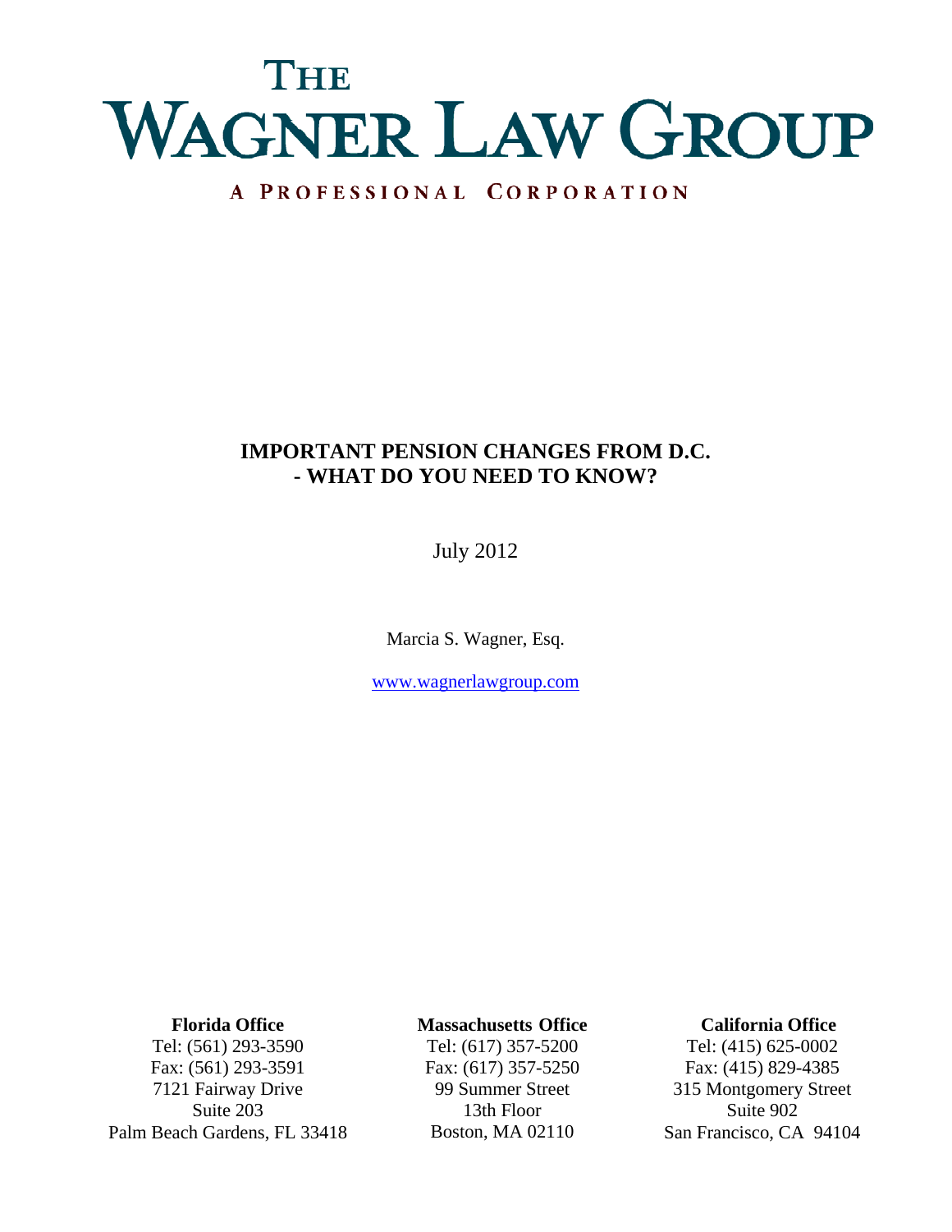# THE WAGNER LAW GROUP

A PROFESSIONAL CORPORATION

## IMPORTANT PENSION CHANGES FROM D.C. - WHAT DO YOU NEED TO KNOW?

July 2012

Marcia S. Wagner, Esq.

www.wagnerlawgroup.com

**Florida Office**
Tel: (561) 293-3590
Fax: (561) 293-3591
7121 Fairway Drive
Suite 203
Palm Beach Gardens, FL 33418

**Massachusetts Office**
Tel: (617) 357-5200
Fax: (617) 357-5250
99 Summer Street
13th Floor
Boston, MA 02110

**California Office**
Tel: (415) 625-0002
Fax: (415) 829-4385
315 Montgomery Street
Suite 902
San Francisco, CA 94104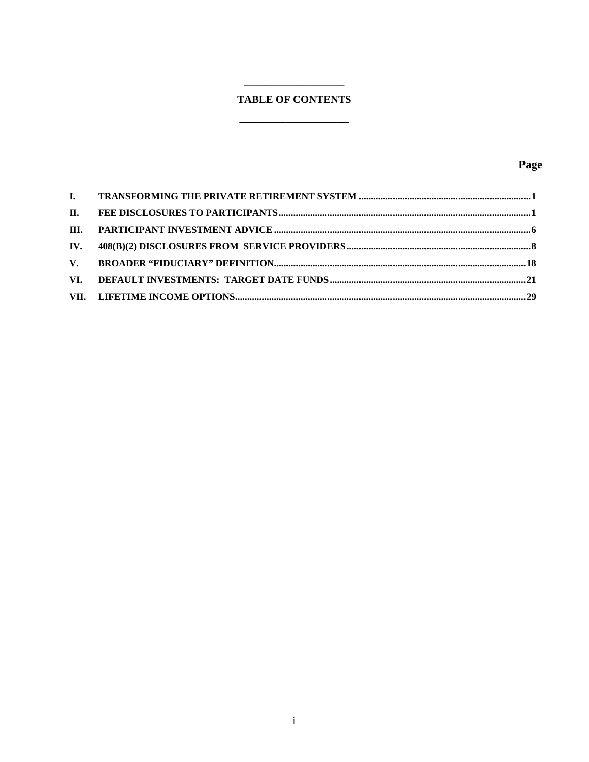# TABLE OF CONTENTS

| | | Page |
|---|---|---|
| I. | TRANSFORMING THE PRIVATE RETIREMENT SYSTEM | 1 |
| II. | FEE DISCLOSURES TO PARTICIPANTS | 1 |
| III. | PARTICIPANT INVESTMENT ADVICE | 6 |
| IV. | 408(B)(2) DISCLOSURES FROM SERVICE PROVIDERS | 8 |
| V. | BROADER "FIDUCIARY" DEFINITION | 18 |
| VI. | DEFAULT INVESTMENTS: TARGET DATE FUNDS | 21 |
| VII. | LIFETIME INCOME OPTIONS | 29 |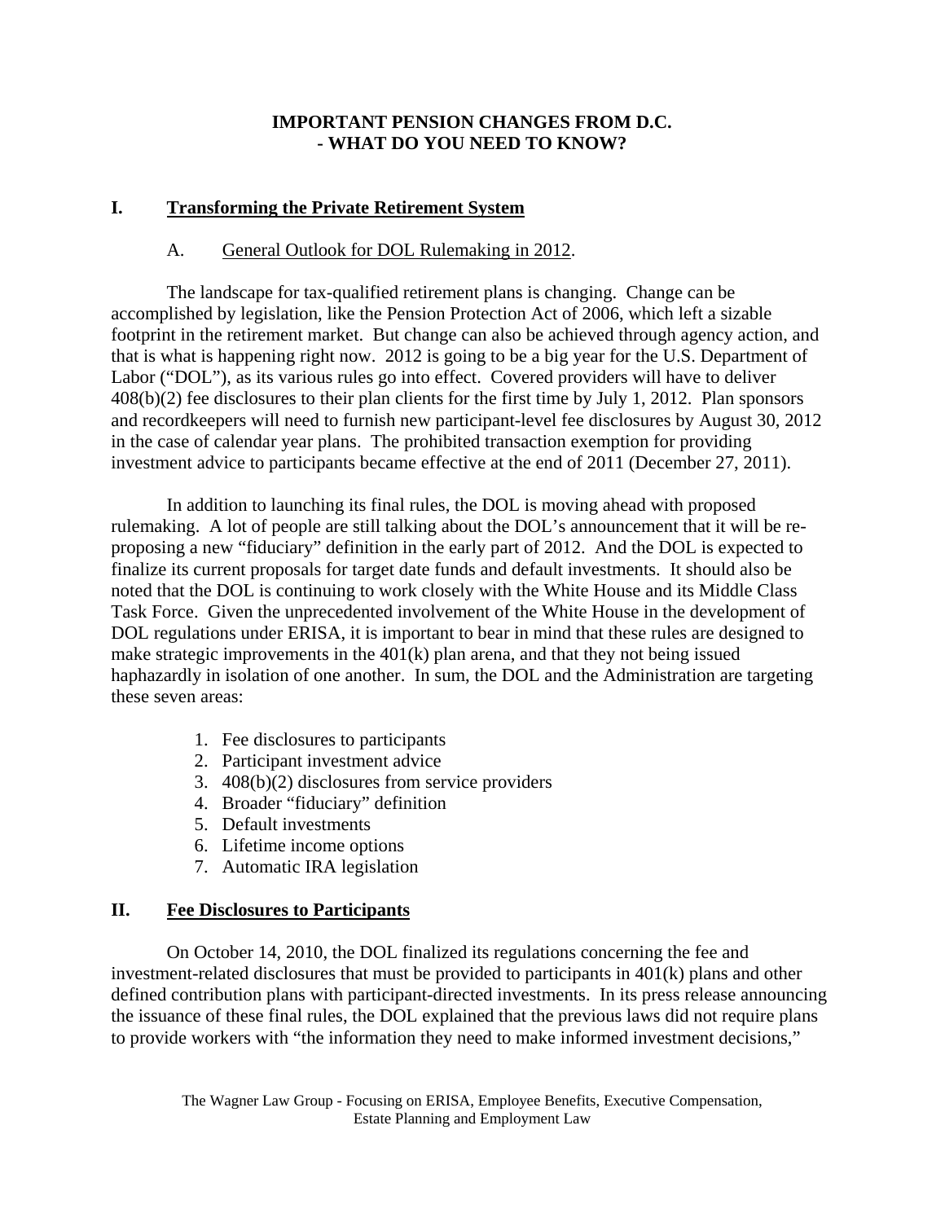# IMPORTANT PENSION CHANGES FROM D.C.
# - WHAT DO YOU NEED TO KNOW?

## I. Transforming the Private Retirement System

### A. General Outlook for DOL Rulemaking in 2012.

The landscape for tax-qualified retirement plans is changing. Change can be accomplished by legislation, like the Pension Protection Act of 2006, which left a sizable footprint in the retirement market. But change can also be achieved through agency action, and that is what is happening right now. 2012 is going to be a big year for the U.S. Department of Labor ("DOL"), as its various rules go into effect. Covered providers will have to deliver 408(b)(2) fee disclosures to their plan clients for the first time by July 1, 2012. Plan sponsors and recordkeepers will need to furnish new participant-level fee disclosures by August 30, 2012 in the case of calendar year plans. The prohibited transaction exemption for providing investment advice to participants became effective at the end of 2011 (December 27, 2011).

In addition to launching its final rules, the DOL is moving ahead with proposed rulemaking. A lot of people are still talking about the DOL's announcement that it will be re-proposing a new "fiduciary" definition in the early part of 2012. And the DOL is expected to finalize its current proposals for target date funds and default investments. It should also be noted that the DOL is continuing to work closely with the White House and its Middle Class Task Force. Given the unprecedented involvement of the White House in the development of DOL regulations under ERISA, it is important to bear in mind that these rules are designed to make strategic improvements in the 401(k) plan arena, and that they not being issued haphazardly in isolation of one another. In sum, the DOL and the Administration are targeting these seven areas:

1. Fee disclosures to participants
2. Participant investment advice
3. 408(b)(2) disclosures from service providers
4. Broader "fiduciary" definition
5. Default investments
6. Lifetime income options
7. Automatic IRA legislation

## II. Fee Disclosures to Participants

On October 14, 2010, the DOL finalized its regulations concerning the fee and investment-related disclosures that must be provided to participants in 401(k) plans and other defined contribution plans with participant-directed investments. In its press release announcing the issuance of these final rules, the DOL explained that the previous laws did not require plans to provide workers with "the information they need to make informed investment decisions,"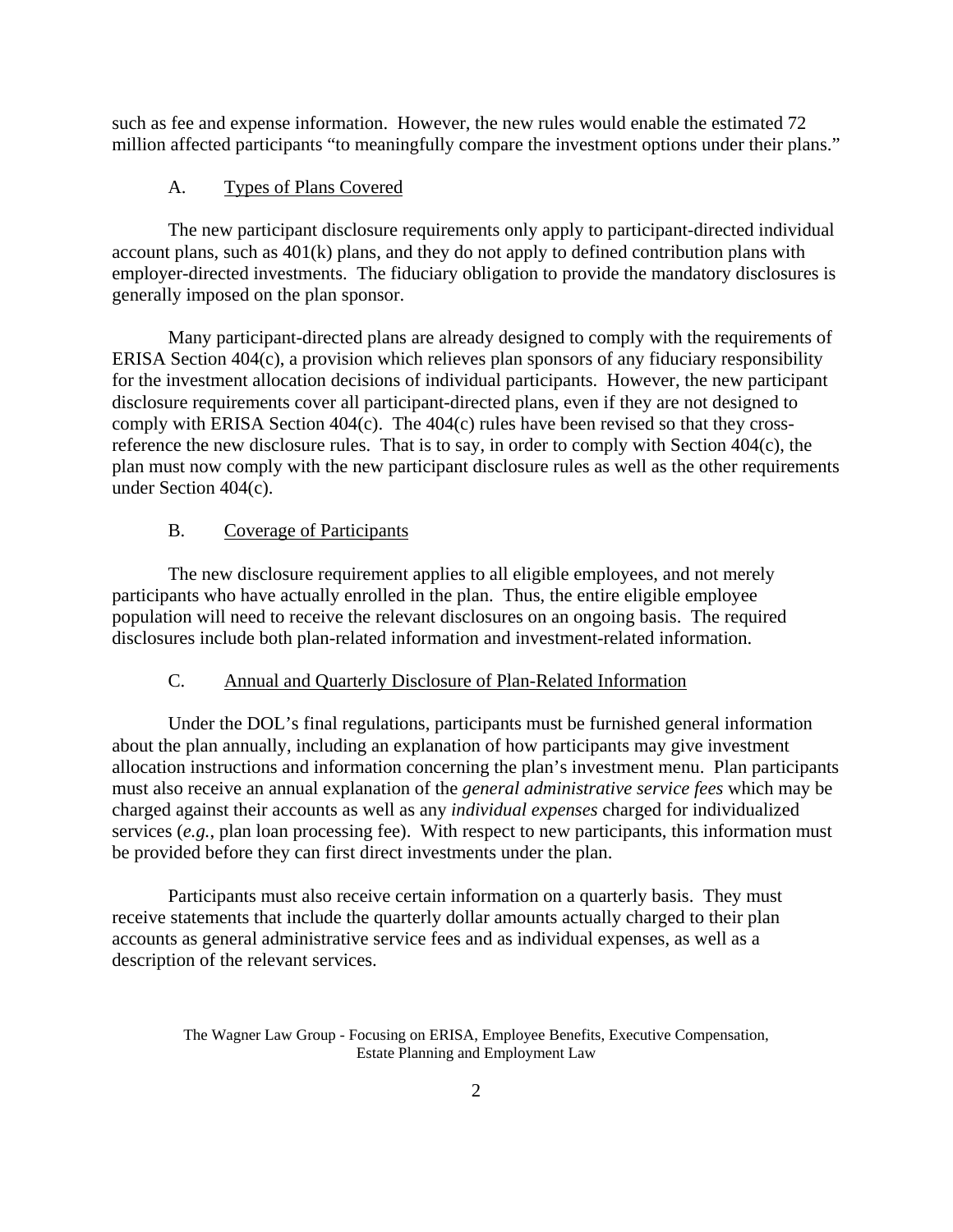such as fee and expense information. However, the new rules would enable the estimated 72 million affected participants "to meaningfully compare the investment options under their plans."

### A. Types of Plans Covered

The new participant disclosure requirements only apply to participant-directed individual account plans, such as 401(k) plans, and they do not apply to defined contribution plans with employer-directed investments. The fiduciary obligation to provide the mandatory disclosures is generally imposed on the plan sponsor.

Many participant-directed plans are already designed to comply with the requirements of ERISA Section 404(c), a provision which relieves plan sponsors of any fiduciary responsibility for the investment allocation decisions of individual participants. However, the new participant disclosure requirements cover all participant-directed plans, even if they are not designed to comply with ERISA Section 404(c). The 404(c) rules have been revised so that they cross-reference the new disclosure rules. That is to say, in order to comply with Section 404(c), the plan must now comply with the new participant disclosure rules as well as the other requirements under Section 404(c).

### B. Coverage of Participants

The new disclosure requirement applies to all eligible employees, and not merely participants who have actually enrolled in the plan. Thus, the entire eligible employee population will need to receive the relevant disclosures on an ongoing basis. The required disclosures include both plan-related information and investment-related information.

### C. Annual and Quarterly Disclosure of Plan-Related Information

Under the DOL's final regulations, participants must be furnished general information about the plan annually, including an explanation of how participants may give investment allocation instructions and information concerning the plan's investment menu. Plan participants must also receive an annual explanation of the *general administrative service fees* which may be charged against their accounts as well as any *individual expenses* charged for individualized services (*e.g.*, plan loan processing fee). With respect to new participants, this information must be provided before they can first direct investments under the plan.

Participants must also receive certain information on a quarterly basis. They must receive statements that include the quarterly dollar amounts actually charged to their plan accounts as general administrative service fees and as individual expenses, as well as a description of the relevant services.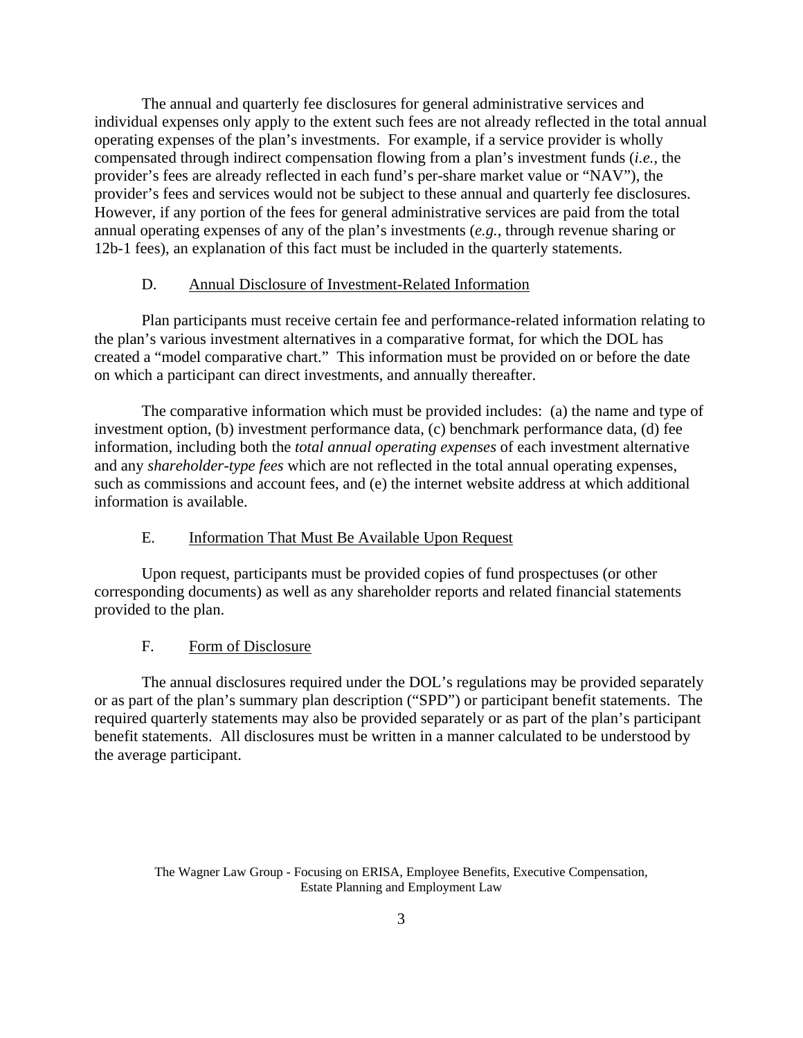The annual and quarterly fee disclosures for general administrative services and individual expenses only apply to the extent such fees are not already reflected in the total annual operating expenses of the plan's investments. For example, if a service provider is wholly compensated through indirect compensation flowing from a plan's investment funds (*i.e.*, the provider's fees are already reflected in each fund's per-share market value or "NAV"), the provider's fees and services would not be subject to these annual and quarterly fee disclosures. However, if any portion of the fees for general administrative services are paid from the total annual operating expenses of any of the plan's investments (*e.g.*, through revenue sharing or 12b-1 fees), an explanation of this fact must be included in the quarterly statements.

### D. Annual Disclosure of Investment-Related Information

Plan participants must receive certain fee and performance-related information relating to the plan's various investment alternatives in a comparative format, for which the DOL has created a "model comparative chart." This information must be provided on or before the date on which a participant can direct investments, and annually thereafter.

The comparative information which must be provided includes: (a) the name and type of investment option, (b) investment performance data, (c) benchmark performance data, (d) fee information, including both the *total annual operating expenses* of each investment alternative and any *shareholder-type fees* which are not reflected in the total annual operating expenses, such as commissions and account fees, and (e) the internet website address at which additional information is available.

### E. Information That Must Be Available Upon Request

Upon request, participants must be provided copies of fund prospectuses (or other corresponding documents) as well as any shareholder reports and related financial statements provided to the plan.

### F. Form of Disclosure

The annual disclosures required under the DOL's regulations may be provided separately or as part of the plan's summary plan description ("SPD") or participant benefit statements. The required quarterly statements may also be provided separately or as part of the plan's participant benefit statements. All disclosures must be written in a manner calculated to be understood by the average participant.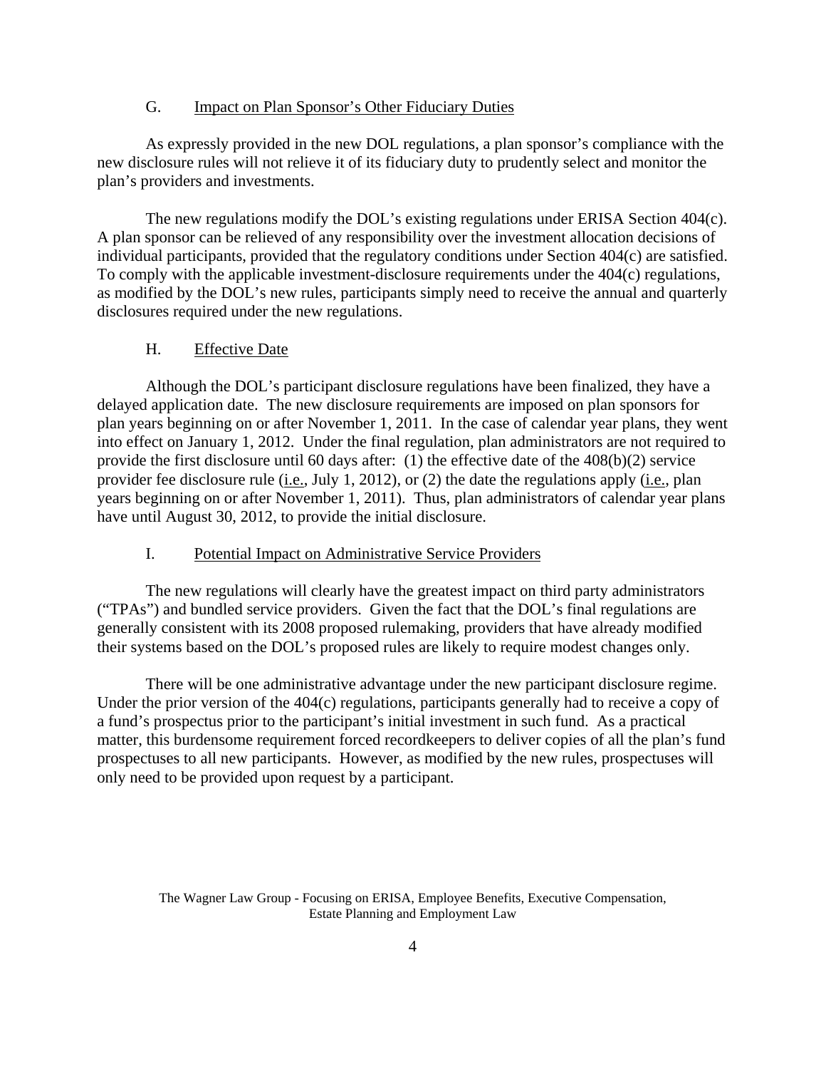### G. Impact on Plan Sponsor's Other Fiduciary Duties

As expressly provided in the new DOL regulations, a plan sponsor's compliance with the new disclosure rules will not relieve it of its fiduciary duty to prudently select and monitor the plan's providers and investments.

The new regulations modify the DOL's existing regulations under ERISA Section 404(c). A plan sponsor can be relieved of any responsibility over the investment allocation decisions of individual participants, provided that the regulatory conditions under Section 404(c) are satisfied. To comply with the applicable investment-disclosure requirements under the 404(c) regulations, as modified by the DOL's new rules, participants simply need to receive the annual and quarterly disclosures required under the new regulations.

### H. Effective Date

Although the DOL's participant disclosure regulations have been finalized, they have a delayed application date. The new disclosure requirements are imposed on plan sponsors for plan years beginning on or after November 1, 2011. In the case of calendar year plans, they went into effect on January 1, 2012. Under the final regulation, plan administrators are not required to provide the first disclosure until 60 days after: (1) the effective date of the 408(b)(2) service provider fee disclosure rule (i.e., July 1, 2012), or (2) the date the regulations apply (i.e., plan years beginning on or after November 1, 2011). Thus, plan administrators of calendar year plans have until August 30, 2012, to provide the initial disclosure.

### I. Potential Impact on Administrative Service Providers

The new regulations will clearly have the greatest impact on third party administrators ("TPAs") and bundled service providers. Given the fact that the DOL's final regulations are generally consistent with its 2008 proposed rulemaking, providers that have already modified their systems based on the DOL's proposed rules are likely to require modest changes only.

There will be one administrative advantage under the new participant disclosure regime. Under the prior version of the 404(c) regulations, participants generally had to receive a copy of a fund's prospectus prior to the participant's initial investment in such fund. As a practical matter, this burdensome requirement forced recordkeepers to deliver copies of all the plan's fund prospectuses to all new participants. However, as modified by the new rules, prospectuses will only need to be provided upon request by a participant.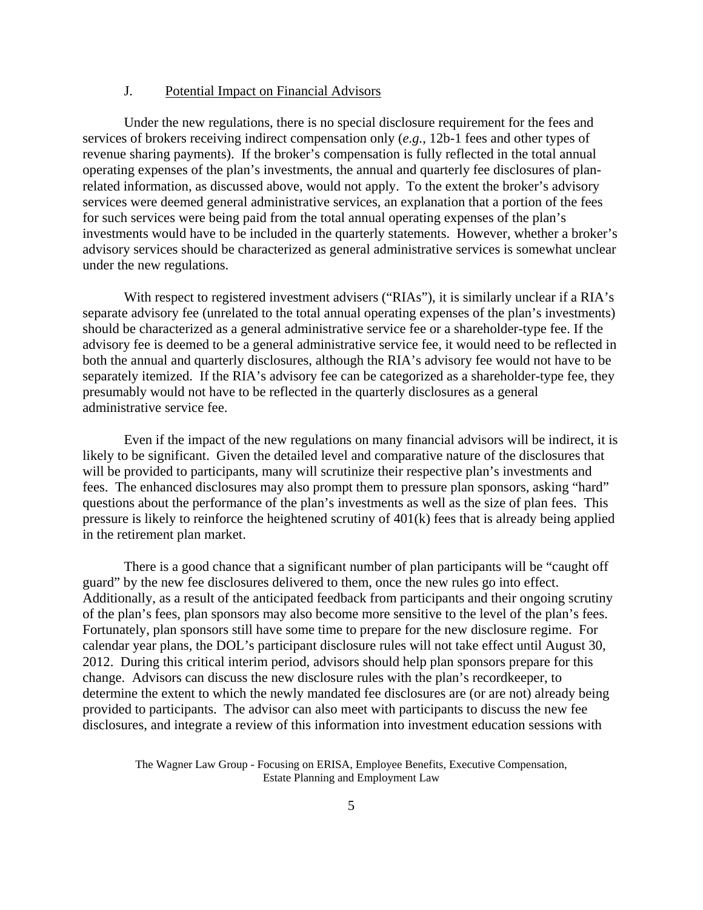### J. Potential Impact on Financial Advisors

Under the new regulations, there is no special disclosure requirement for the fees and services of brokers receiving indirect compensation only (*e.g.*, 12b-1 fees and other types of revenue sharing payments). If the broker's compensation is fully reflected in the total annual operating expenses of the plan's investments, the annual and quarterly fee disclosures of plan-related information, as discussed above, would not apply. To the extent the broker's advisory services were deemed general administrative services, an explanation that a portion of the fees for such services were being paid from the total annual operating expenses of the plan's investments would have to be included in the quarterly statements. However, whether a broker's advisory services should be characterized as general administrative services is somewhat unclear under the new regulations.

With respect to registered investment advisers ("RIAs"), it is similarly unclear if a RIA's separate advisory fee (unrelated to the total annual operating expenses of the plan's investments) should be characterized as a general administrative service fee or a shareholder-type fee. If the advisory fee is deemed to be a general administrative service fee, it would need to be reflected in both the annual and quarterly disclosures, although the RIA's advisory fee would not have to be separately itemized. If the RIA's advisory fee can be categorized as a shareholder-type fee, they presumably would not have to be reflected in the quarterly disclosures as a general administrative service fee.

Even if the impact of the new regulations on many financial advisors will be indirect, it is likely to be significant. Given the detailed level and comparative nature of the disclosures that will be provided to participants, many will scrutinize their respective plan's investments and fees. The enhanced disclosures may also prompt them to pressure plan sponsors, asking "hard" questions about the performance of the plan's investments as well as the size of plan fees. This pressure is likely to reinforce the heightened scrutiny of 401(k) fees that is already being applied in the retirement plan market.

There is a good chance that a significant number of plan participants will be "caught off guard" by the new fee disclosures delivered to them, once the new rules go into effect. Additionally, as a result of the anticipated feedback from participants and their ongoing scrutiny of the plan's fees, plan sponsors may also become more sensitive to the level of the plan's fees. Fortunately, plan sponsors still have some time to prepare for the new disclosure regime. For calendar year plans, the DOL's participant disclosure rules will not take effect until August 30, 2012. During this critical interim period, advisors should help plan sponsors prepare for this change. Advisors can discuss the new disclosure rules with the plan's recordkeeper, to determine the extent to which the newly mandated fee disclosures are (or are not) already being provided to participants. The advisor can also meet with participants to discuss the new fee disclosures, and integrate a review of this information into investment education sessions with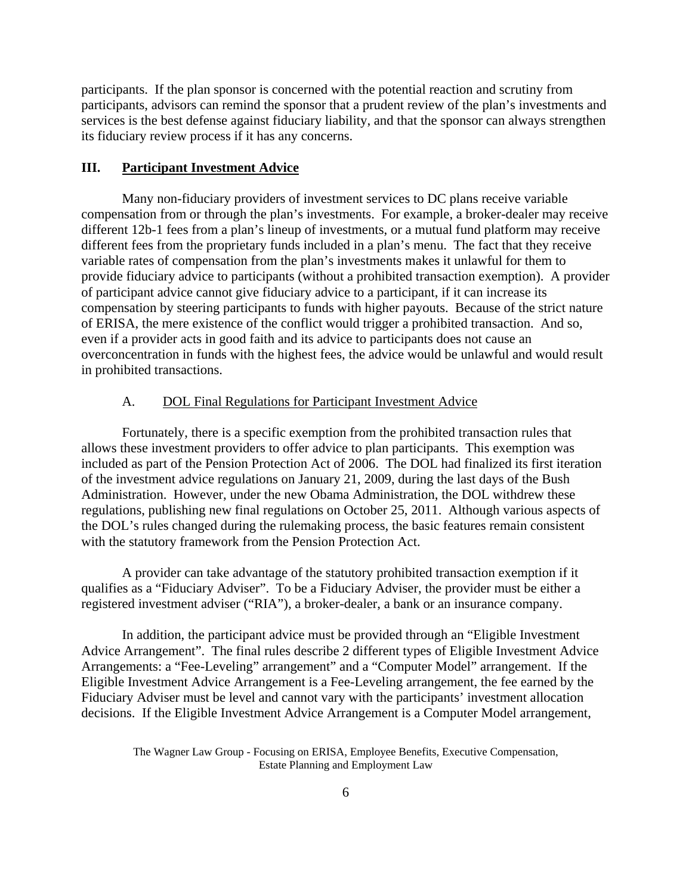participants. If the plan sponsor is concerned with the potential reaction and scrutiny from participants, advisors can remind the sponsor that a prudent review of the plan's investments and services is the best defense against fiduciary liability, and that the sponsor can always strengthen its fiduciary review process if it has any concerns.

## III. Participant Investment Advice

Many non-fiduciary providers of investment services to DC plans receive variable compensation from or through the plan's investments. For example, a broker-dealer may receive different 12b-1 fees from a plan's lineup of investments, or a mutual fund platform may receive different fees from the proprietary funds included in a plan's menu. The fact that they receive variable rates of compensation from the plan's investments makes it unlawful for them to provide fiduciary advice to participants (without a prohibited transaction exemption). A provider of participant advice cannot give fiduciary advice to a participant, if it can increase its compensation by steering participants to funds with higher payouts. Because of the strict nature of ERISA, the mere existence of the conflict would trigger a prohibited transaction. And so, even if a provider acts in good faith and its advice to participants does not cause an overconcentration in funds with the highest fees, the advice would be unlawful and would result in prohibited transactions.

### A. DOL Final Regulations for Participant Investment Advice

Fortunately, there is a specific exemption from the prohibited transaction rules that allows these investment providers to offer advice to plan participants. This exemption was included as part of the Pension Protection Act of 2006. The DOL had finalized its first iteration of the investment advice regulations on January 21, 2009, during the last days of the Bush Administration. However, under the new Obama Administration, the DOL withdrew these regulations, publishing new final regulations on October 25, 2011. Although various aspects of the DOL's rules changed during the rulemaking process, the basic features remain consistent with the statutory framework from the Pension Protection Act.

A provider can take advantage of the statutory prohibited transaction exemption if it qualifies as a "Fiduciary Adviser". To be a Fiduciary Adviser, the provider must be either a registered investment adviser ("RIA"), a broker-dealer, a bank or an insurance company.

In addition, the participant advice must be provided through an "Eligible Investment Advice Arrangement". The final rules describe 2 different types of Eligible Investment Advice Arrangements: a "Fee-Leveling" arrangement" and a "Computer Model" arrangement. If the Eligible Investment Advice Arrangement is a Fee-Leveling arrangement, the fee earned by the Fiduciary Adviser must be level and cannot vary with the participants' investment allocation decisions. If the Eligible Investment Advice Arrangement is a Computer Model arrangement,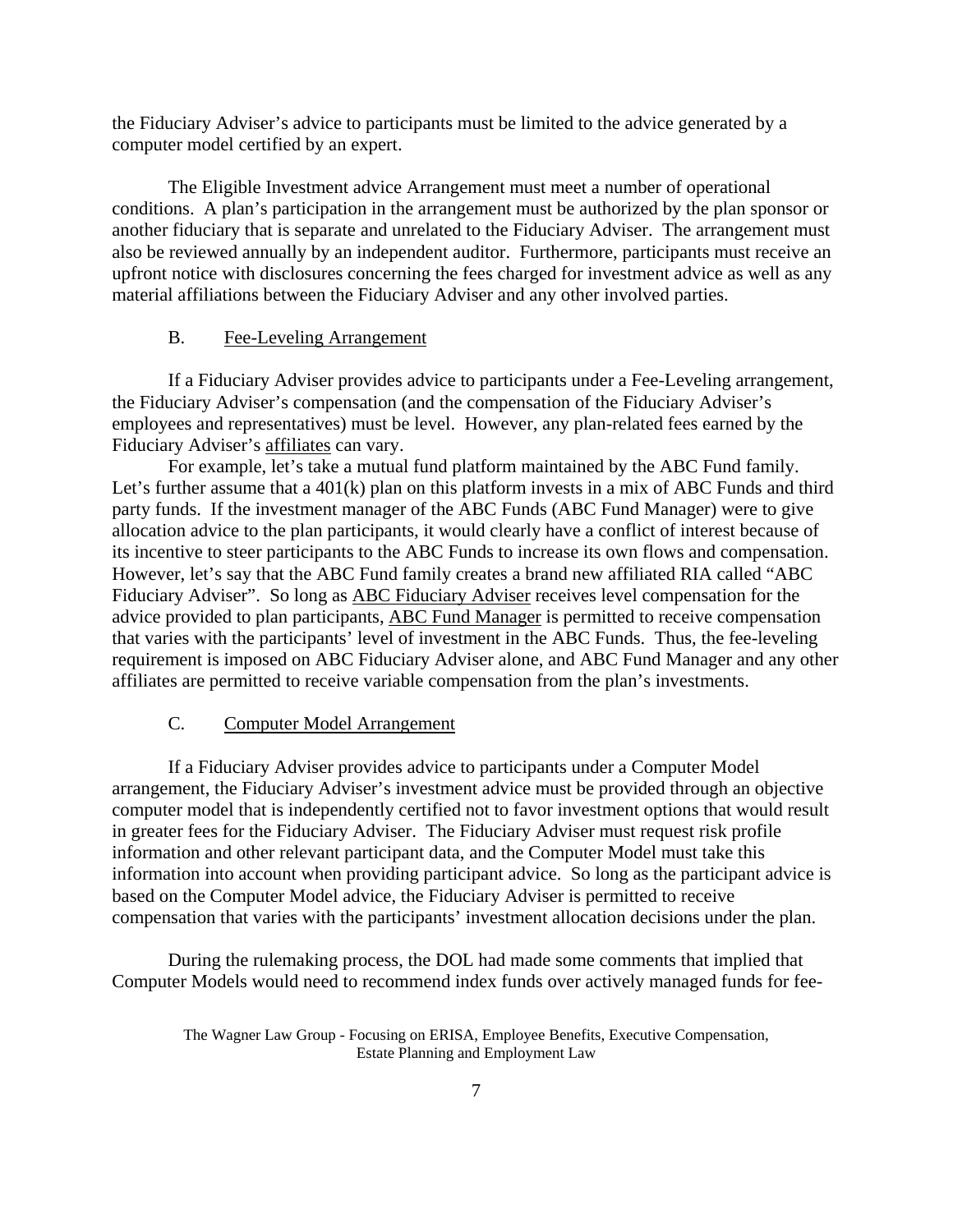the Fiduciary Adviser's advice to participants must be limited to the advice generated by a computer model certified by an expert.

The Eligible Investment advice Arrangement must meet a number of operational conditions. A plan's participation in the arrangement must be authorized by the plan sponsor or another fiduciary that is separate and unrelated to the Fiduciary Adviser. The arrangement must also be reviewed annually by an independent auditor. Furthermore, participants must receive an upfront notice with disclosures concerning the fees charged for investment advice as well as any material affiliations between the Fiduciary Adviser and any other involved parties.

### B. Fee-Leveling Arrangement

If a Fiduciary Adviser provides advice to participants under a Fee-Leveling arrangement, the Fiduciary Adviser's compensation (and the compensation of the Fiduciary Adviser's employees and representatives) must be level. However, any plan-related fees earned by the Fiduciary Adviser's affiliates can vary.

For example, let's take a mutual fund platform maintained by the ABC Fund family. Let's further assume that a 401(k) plan on this platform invests in a mix of ABC Funds and third party funds. If the investment manager of the ABC Funds (ABC Fund Manager) were to give allocation advice to the plan participants, it would clearly have a conflict of interest because of its incentive to steer participants to the ABC Funds to increase its own flows and compensation. However, let's say that the ABC Fund family creates a brand new affiliated RIA called "ABC Fiduciary Adviser". So long as ABC Fiduciary Adviser receives level compensation for the advice provided to plan participants, ABC Fund Manager is permitted to receive compensation that varies with the participants' level of investment in the ABC Funds. Thus, the fee-leveling requirement is imposed on ABC Fiduciary Adviser alone, and ABC Fund Manager and any other affiliates are permitted to receive variable compensation from the plan's investments.

### C. Computer Model Arrangement

If a Fiduciary Adviser provides advice to participants under a Computer Model arrangement, the Fiduciary Adviser's investment advice must be provided through an objective computer model that is independently certified not to favor investment options that would result in greater fees for the Fiduciary Adviser. The Fiduciary Adviser must request risk profile information and other relevant participant data, and the Computer Model must take this information into account when providing participant advice. So long as the participant advice is based on the Computer Model advice, the Fiduciary Adviser is permitted to receive compensation that varies with the participants' investment allocation decisions under the plan.

During the rulemaking process, the DOL had made some comments that implied that Computer Models would need to recommend index funds over actively managed funds for fee-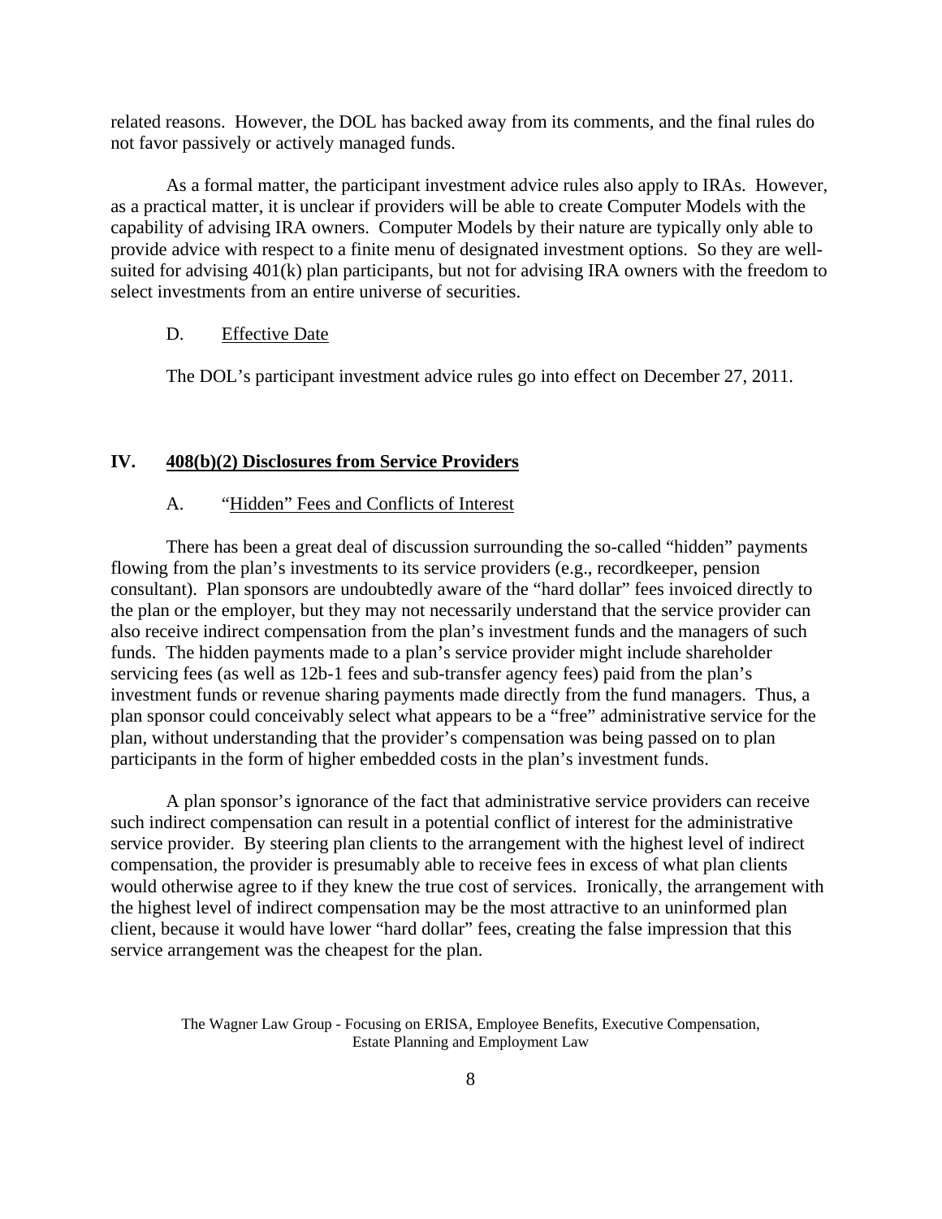related reasons. However, the DOL has backed away from its comments, and the final rules do not favor passively or actively managed funds.

As a formal matter, the participant investment advice rules also apply to IRAs. However, as a practical matter, it is unclear if providers will be able to create Computer Models with the capability of advising IRA owners. Computer Models by their nature are typically only able to provide advice with respect to a finite menu of designated investment options. So they are well-suited for advising 401(k) plan participants, but not for advising IRA owners with the freedom to select investments from an entire universe of securities.

### D. Effective Date

The DOL's participant investment advice rules go into effect on December 27, 2011.

## IV. 408(b)(2) Disclosures from Service Providers

### A. "Hidden" Fees and Conflicts of Interest

There has been a great deal of discussion surrounding the so-called "hidden" payments flowing from the plan's investments to its service providers (e.g., recordkeeper, pension consultant). Plan sponsors are undoubtedly aware of the "hard dollar" fees invoiced directly to the plan or the employer, but they may not necessarily understand that the service provider can also receive indirect compensation from the plan's investment funds and the managers of such funds. The hidden payments made to a plan's service provider might include shareholder servicing fees (as well as 12b-1 fees and sub-transfer agency fees) paid from the plan's investment funds or revenue sharing payments made directly from the fund managers. Thus, a plan sponsor could conceivably select what appears to be a "free" administrative service for the plan, without understanding that the provider's compensation was being passed on to plan participants in the form of higher embedded costs in the plan's investment funds.

A plan sponsor's ignorance of the fact that administrative service providers can receive such indirect compensation can result in a potential conflict of interest for the administrative service provider. By steering plan clients to the arrangement with the highest level of indirect compensation, the provider is presumably able to receive fees in excess of what plan clients would otherwise agree to if they knew the true cost of services. Ironically, the arrangement with the highest level of indirect compensation may be the most attractive to an uninformed plan client, because it would have lower "hard dollar" fees, creating the false impression that this service arrangement was the cheapest for the plan.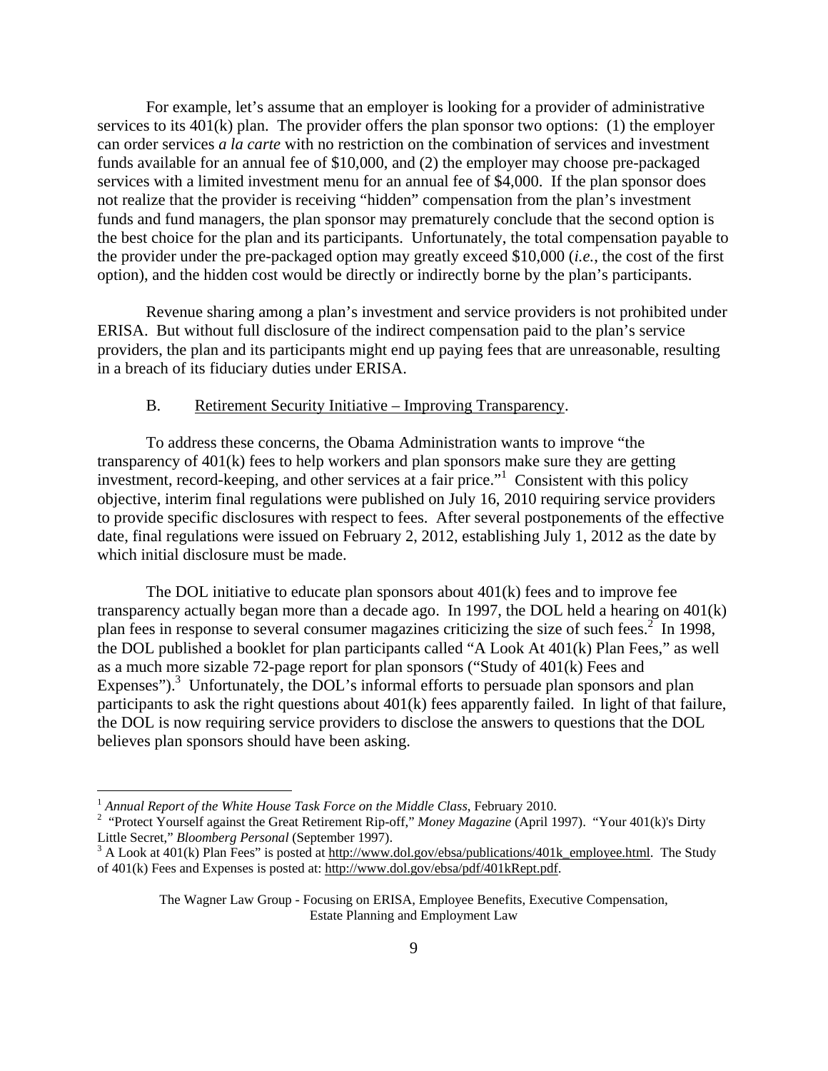For example, let's assume that an employer is looking for a provider of administrative services to its 401(k) plan. The provider offers the plan sponsor two options: (1) the employer can order services *a la carte* with no restriction on the combination of services and investment funds available for an annual fee of $10,000, and (2) the employer may choose pre-packaged services with a limited investment menu for an annual fee of $4,000. If the plan sponsor does not realize that the provider is receiving "hidden" compensation from the plan's investment funds and fund managers, the plan sponsor may prematurely conclude that the second option is the best choice for the plan and its participants. Unfortunately, the total compensation payable to the provider under the pre-packaged option may greatly exceed $10,000 (*i.e.*, the cost of the first option), and the hidden cost would be directly or indirectly borne by the plan's participants.

Revenue sharing among a plan's investment and service providers is not prohibited under ERISA. But without full disclosure of the indirect compensation paid to the plan's service providers, the plan and its participants might end up paying fees that are unreasonable, resulting in a breach of its fiduciary duties under ERISA.

B. Retirement Security Initiative – Improving Transparency.

To address these concerns, the Obama Administration wants to improve "the transparency of 401(k) fees to help workers and plan sponsors make sure they are getting investment, record-keeping, and other services at a fair price."[1] Consistent with this policy objective, interim final regulations were published on July 16, 2010 requiring service providers to provide specific disclosures with respect to fees. After several postponements of the effective date, final regulations were issued on February 2, 2012, establishing July 1, 2012 as the date by which initial disclosure must be made.

The DOL initiative to educate plan sponsors about 401(k) fees and to improve fee transparency actually began more than a decade ago. In 1997, the DOL held a hearing on 401(k) plan fees in response to several consumer magazines criticizing the size of such fees.[2] In 1998, the DOL published a booklet for plan participants called "A Look At 401(k) Plan Fees," as well as a much more sizable 72-page report for plan sponsors ("Study of 401(k) Fees and Expenses").[3] Unfortunately, the DOL's informal efforts to persuade plan sponsors and plan participants to ask the right questions about 401(k) fees apparently failed. In light of that failure, the DOL is now requiring service providers to disclose the answers to questions that the DOL believes plan sponsors should have been asking.

---

[1] *Annual Report of the White House Task Force on the Middle Class*, February 2010.

[2] "Protect Yourself against the Great Retirement Rip-off," *Money Magazine* (April 1997). "Your 401(k)'s Dirty Little Secret," *Bloomberg Personal* (September 1997).

[3] A Look at 401(k) Plan Fees" is posted at http://www.dol.gov/ebsa/publications/401k_employee.html. The Study of 401(k) Fees and Expenses is posted at: http://www.dol.gov/ebsa/pdf/401kRept.pdf.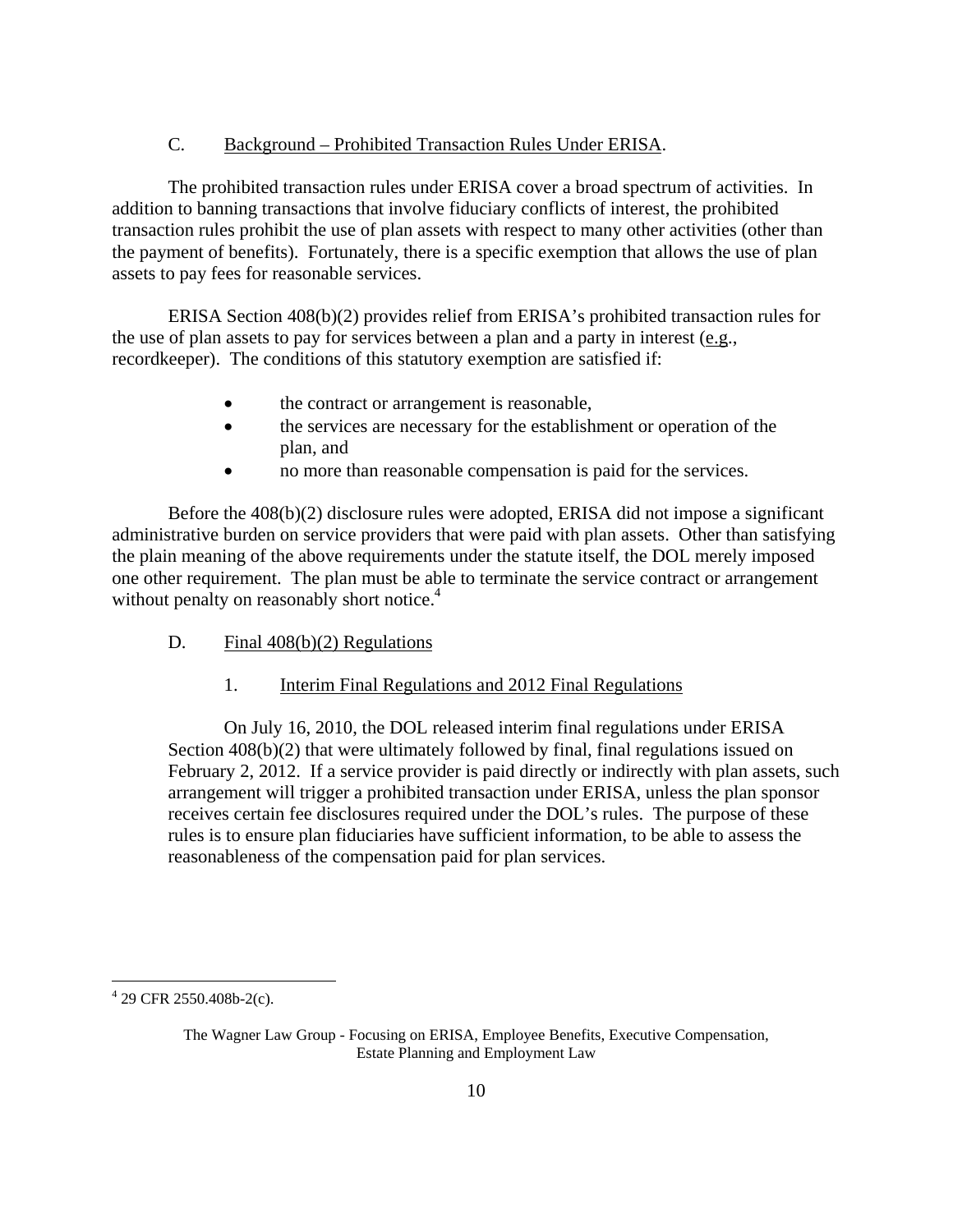### C. Background – Prohibited Transaction Rules Under ERISA.

The prohibited transaction rules under ERISA cover a broad spectrum of activities. In addition to banning transactions that involve fiduciary conflicts of interest, the prohibited transaction rules prohibit the use of plan assets with respect to many other activities (other than the payment of benefits). Fortunately, there is a specific exemption that allows the use of plan assets to pay fees for reasonable services.

ERISA Section 408(b)(2) provides relief from ERISA's prohibited transaction rules for the use of plan assets to pay for services between a plan and a party in interest (e.g., recordkeeper). The conditions of this statutory exemption are satisfied if:

- the contract or arrangement is reasonable,
- the services are necessary for the establishment or operation of the plan, and
- no more than reasonable compensation is paid for the services.

Before the 408(b)(2) disclosure rules were adopted, ERISA did not impose a significant administrative burden on service providers that were paid with plan assets. Other than satisfying the plain meaning of the above requirements under the statute itself, the DOL merely imposed one other requirement. The plan must be able to terminate the service contract or arrangement without penalty on reasonably short notice.[4]

### D. Final 408(b)(2) Regulations

#### 1. Interim Final Regulations and 2012 Final Regulations

On July 16, 2010, the DOL released interim final regulations under ERISA Section 408(b)(2) that were ultimately followed by final, final regulations issued on February 2, 2012. If a service provider is paid directly or indirectly with plan assets, such arrangement will trigger a prohibited transaction under ERISA, unless the plan sponsor receives certain fee disclosures required under the DOL's rules. The purpose of these rules is to ensure plan fiduciaries have sufficient information, to be able to assess the reasonableness of the compensation paid for plan services.

[4] 29 CFR 2550.408b-2(c).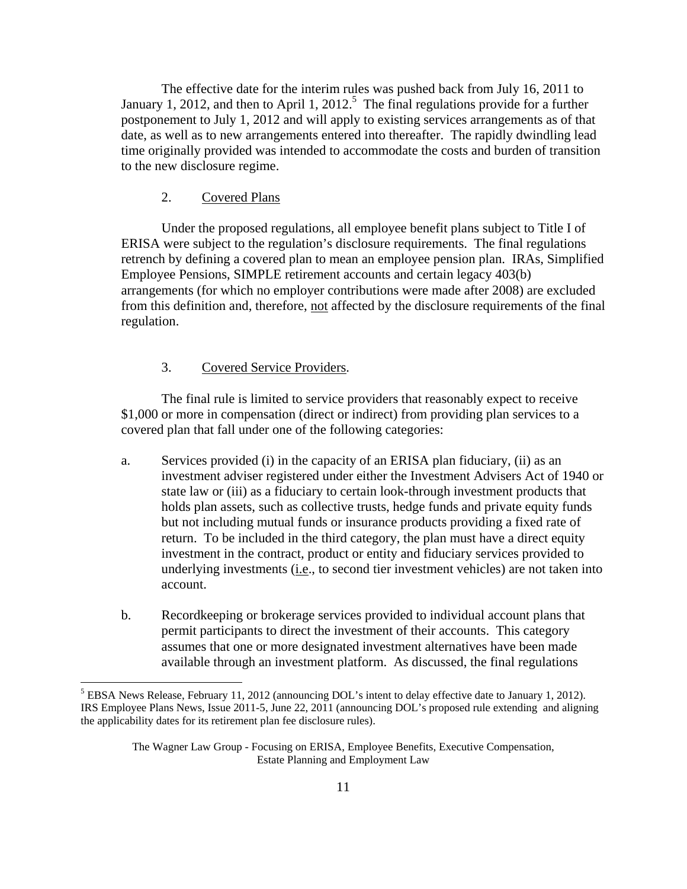The effective date for the interim rules was pushed back from July 16, 2011 to January 1, 2012, and then to April 1, 2012.[5] The final regulations provide for a further postponement to July 1, 2012 and will apply to existing services arrangements as of that date, as well as to new arrangements entered into thereafter. The rapidly dwindling lead time originally provided was intended to accommodate the costs and burden of transition to the new disclosure regime.

2. Covered Plans

Under the proposed regulations, all employee benefit plans subject to Title I of ERISA were subject to the regulation's disclosure requirements. The final regulations retrench by defining a covered plan to mean an employee pension plan. IRAs, Simplified Employee Pensions, SIMPLE retirement accounts and certain legacy 403(b) arrangements (for which no employer contributions were made after 2008) are excluded from this definition and, therefore, not affected by the disclosure requirements of the final regulation.

3. Covered Service Providers.

The final rule is limited to service providers that reasonably expect to receive $1,000 or more in compensation (direct or indirect) from providing plan services to a covered plan that fall under one of the following categories:

a. Services provided (i) in the capacity of an ERISA plan fiduciary, (ii) as an investment adviser registered under either the Investment Advisers Act of 1940 or state law or (iii) as a fiduciary to certain look-through investment products that holds plan assets, such as collective trusts, hedge funds and private equity funds but not including mutual funds or insurance products providing a fixed rate of return. To be included in the third category, the plan must have a direct equity investment in the contract, product or entity and fiduciary services provided to underlying investments (i.e., to second tier investment vehicles) are not taken into account.

b. Recordkeeping or brokerage services provided to individual account plans that permit participants to direct the investment of their accounts. This category assumes that one or more designated investment alternatives have been made available through an investment platform. As discussed, the final regulations

[5] EBSA News Release, February 11, 2012 (announcing DOL's intent to delay effective date to January 1, 2012). IRS Employee Plans News, Issue 2011-5, June 22, 2011 (announcing DOL's proposed rule extending and aligning the applicability dates for its retirement plan fee disclosure rules).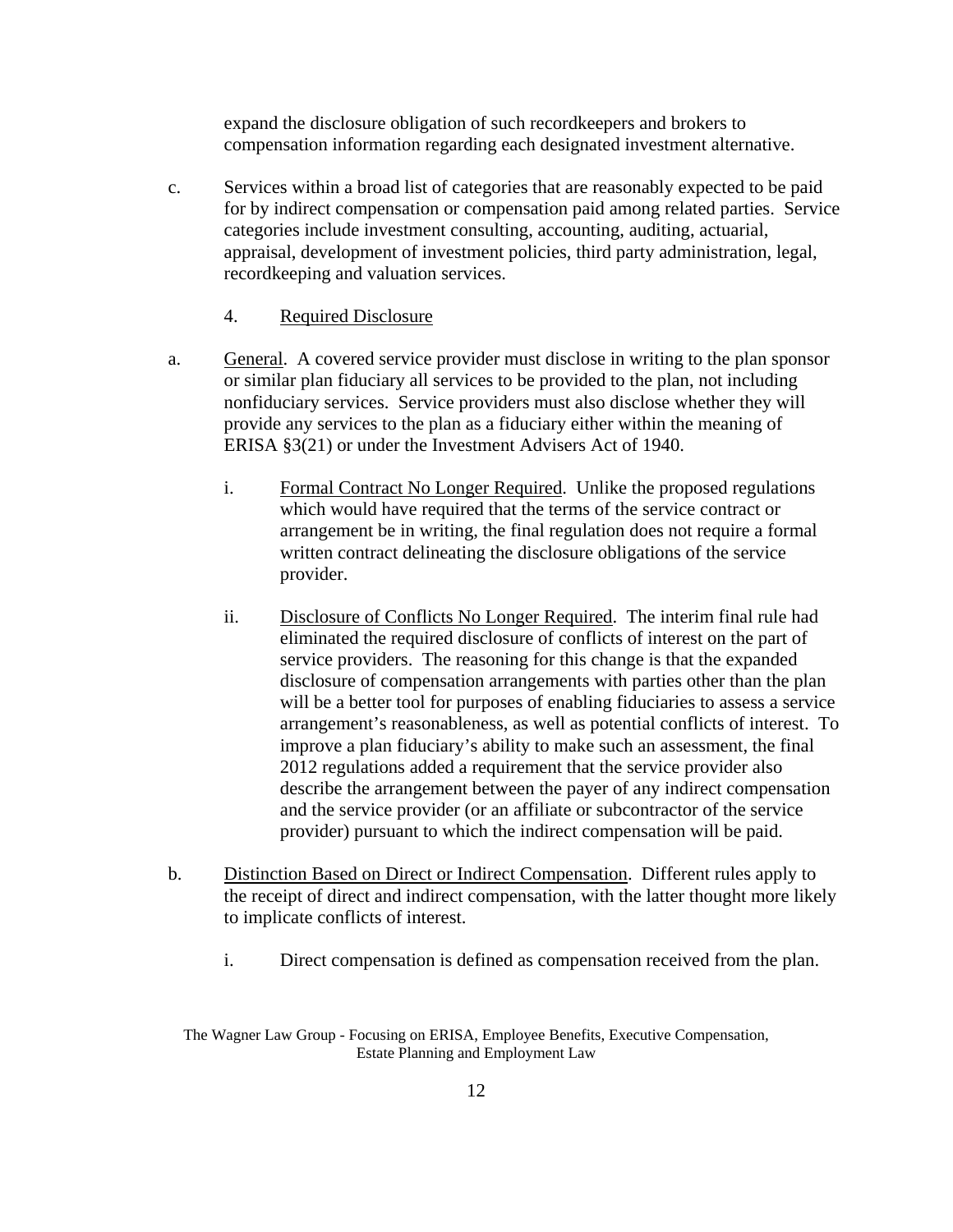expand the disclosure obligation of such recordkeepers and brokers to compensation information regarding each designated investment alternative.

c. Services within a broad list of categories that are reasonably expected to be paid for by indirect compensation or compensation paid among related parties. Service categories include investment consulting, accounting, auditing, actuarial, appraisal, development of investment policies, third party administration, legal, recordkeeping and valuation services.

4. Required Disclosure

a. General. A covered service provider must disclose in writing to the plan sponsor or similar plan fiduciary all services to be provided to the plan, not including nonfiduciary services. Service providers must also disclose whether they will provide any services to the plan as a fiduciary either within the meaning of ERISA §3(21) or under the Investment Advisers Act of 1940.

   i. Formal Contract No Longer Required. Unlike the proposed regulations which would have required that the terms of the service contract or arrangement be in writing, the final regulation does not require a formal written contract delineating the disclosure obligations of the service provider.

   ii. Disclosure of Conflicts No Longer Required. The interim final rule had eliminated the required disclosure of conflicts of interest on the part of service providers. The reasoning for this change is that the expanded disclosure of compensation arrangements with parties other than the plan will be a better tool for purposes of enabling fiduciaries to assess a service arrangement's reasonableness, as well as potential conflicts of interest. To improve a plan fiduciary's ability to make such an assessment, the final 2012 regulations added a requirement that the service provider also describe the arrangement between the payer of any indirect compensation and the service provider (or an affiliate or subcontractor of the service provider) pursuant to which the indirect compensation will be paid.

b. Distinction Based on Direct or Indirect Compensation. Different rules apply to the receipt of direct and indirect compensation, with the latter thought more likely to implicate conflicts of interest.

   i. Direct compensation is defined as compensation received from the plan.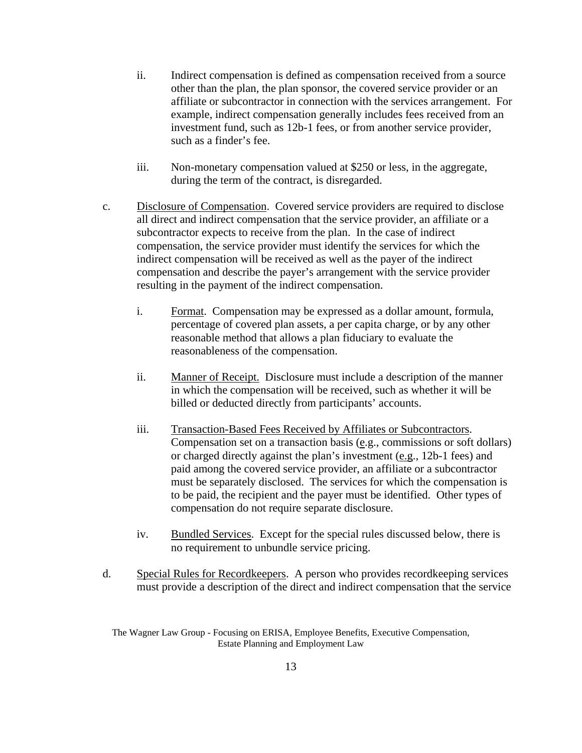ii. Indirect compensation is defined as compensation received from a source other than the plan, the plan sponsor, the covered service provider or an affiliate or subcontractor in connection with the services arrangement. For example, indirect compensation generally includes fees received from an investment fund, such as 12b-1 fees, or from another service provider, such as a finder's fee.

iii. Non-monetary compensation valued at $250 or less, in the aggregate, during the term of the contract, is disregarded.

c. Disclosure of Compensation. Covered service providers are required to disclose all direct and indirect compensation that the service provider, an affiliate or a subcontractor expects to receive from the plan. In the case of indirect compensation, the service provider must identify the services for which the indirect compensation will be received as well as the payer of the indirect compensation and describe the payer's arrangement with the service provider resulting in the payment of the indirect compensation.

i. Format. Compensation may be expressed as a dollar amount, formula, percentage of covered plan assets, a per capita charge, or by any other reasonable method that allows a plan fiduciary to evaluate the reasonableness of the compensation.

ii. Manner of Receipt. Disclosure must include a description of the manner in which the compensation will be received, such as whether it will be billed or deducted directly from participants' accounts.

iii. Transaction-Based Fees Received by Affiliates or Subcontractors. Compensation set on a transaction basis (e.g., commissions or soft dollars) or charged directly against the plan's investment (e.g., 12b-1 fees) and paid among the covered service provider, an affiliate or a subcontractor must be separately disclosed. The services for which the compensation is to be paid, the recipient and the payer must be identified. Other types of compensation do not require separate disclosure.

iv. Bundled Services. Except for the special rules discussed below, there is no requirement to unbundle service pricing.

d. Special Rules for Recordkeepers. A person who provides recordkeeping services must provide a description of the direct and indirect compensation that the service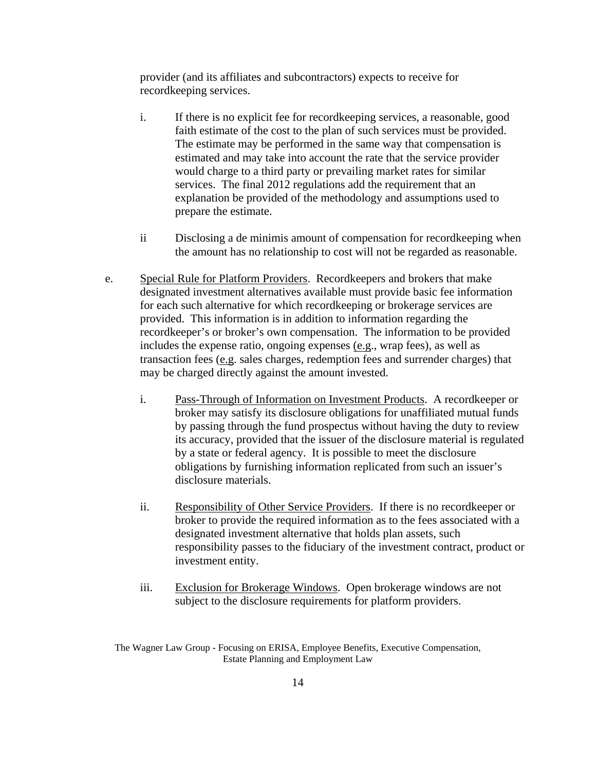provider (and its affiliates and subcontractors) expects to receive for recordkeeping services.

i. If there is no explicit fee for recordkeeping services, a reasonable, good faith estimate of the cost to the plan of such services must be provided. The estimate may be performed in the same way that compensation is estimated and may take into account the rate that the service provider would charge to a third party or prevailing market rates for similar services. The final 2012 regulations add the requirement that an explanation be provided of the methodology and assumptions used to prepare the estimate.

ii Disclosing a de minimis amount of compensation for recordkeeping when the amount has no relationship to cost will not be regarded as reasonable.

e. Special Rule for Platform Providers. Recordkeepers and brokers that make designated investment alternatives available must provide basic fee information for each such alternative for which recordkeeping or brokerage services are provided. This information is in addition to information regarding the recordkeeper's or broker's own compensation. The information to be provided includes the expense ratio, ongoing expenses (e.g., wrap fees), as well as transaction fees (e.g. sales charges, redemption fees and surrender charges) that may be charged directly against the amount invested.

i. Pass-Through of Information on Investment Products. A recordkeeper or broker may satisfy its disclosure obligations for unaffiliated mutual funds by passing through the fund prospectus without having the duty to review its accuracy, provided that the issuer of the disclosure material is regulated by a state or federal agency. It is possible to meet the disclosure obligations by furnishing information replicated from such an issuer's disclosure materials.

ii. Responsibility of Other Service Providers. If there is no recordkeeper or broker to provide the required information as to the fees associated with a designated investment alternative that holds plan assets, such responsibility passes to the fiduciary of the investment contract, product or investment entity.

iii. Exclusion for Brokerage Windows. Open brokerage windows are not subject to the disclosure requirements for platform providers.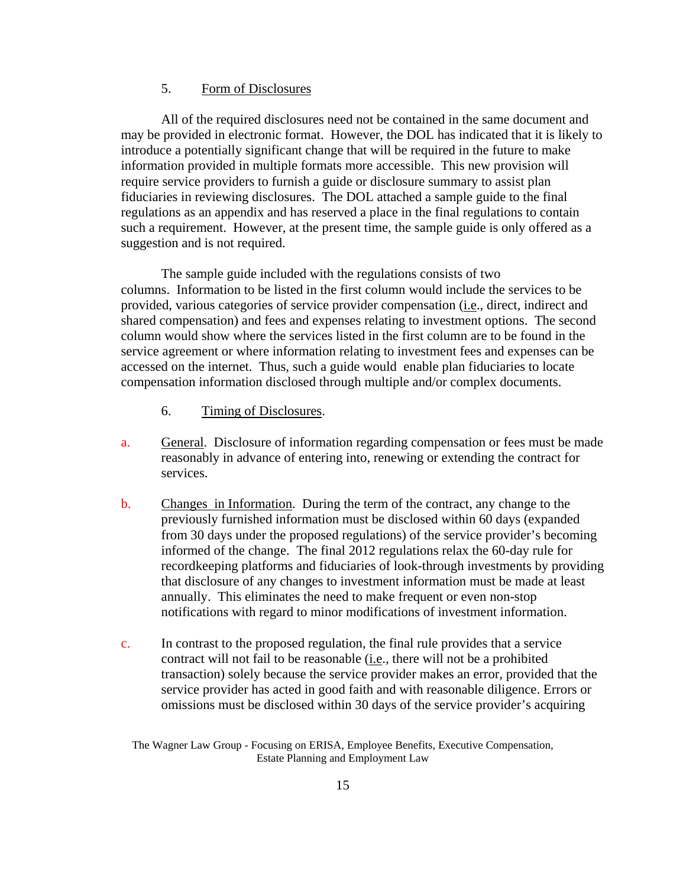5. Form of Disclosures

All of the required disclosures need not be contained in the same document and may be provided in electronic format. However, the DOL has indicated that it is likely to introduce a potentially significant change that will be required in the future to make information provided in multiple formats more accessible. This new provision will require service providers to furnish a guide or disclosure summary to assist plan fiduciaries in reviewing disclosures. The DOL attached a sample guide to the final regulations as an appendix and has reserved a place in the final regulations to contain such a requirement. However, at the present time, the sample guide is only offered as a suggestion and is not required.

The sample guide included with the regulations consists of two columns. Information to be listed in the first column would include the services to be provided, various categories of service provider compensation (i.e., direct, indirect and shared compensation) and fees and expenses relating to investment options. The second column would show where the services listed in the first column are to be found in the service agreement or where information relating to investment fees and expenses can be accessed on the internet. Thus, such a guide would enable plan fiduciaries to locate compensation information disclosed through multiple and/or complex documents.

6. Timing of Disclosures.

a. General. Disclosure of information regarding compensation or fees must be made reasonably in advance of entering into, renewing or extending the contract for services.

b. Changes in Information. During the term of the contract, any change to the previously furnished information must be disclosed within 60 days (expanded from 30 days under the proposed regulations) of the service provider's becoming informed of the change. The final 2012 regulations relax the 60-day rule for recordkeeping platforms and fiduciaries of look-through investments by providing that disclosure of any changes to investment information must be made at least annually. This eliminates the need to make frequent or even non-stop notifications with regard to minor modifications of investment information.

c. In contrast to the proposed regulation, the final rule provides that a service contract will not fail to be reasonable (i.e., there will not be a prohibited transaction) solely because the service provider makes an error, provided that the service provider has acted in good faith and with reasonable diligence. Errors or omissions must be disclosed within 30 days of the service provider's acquiring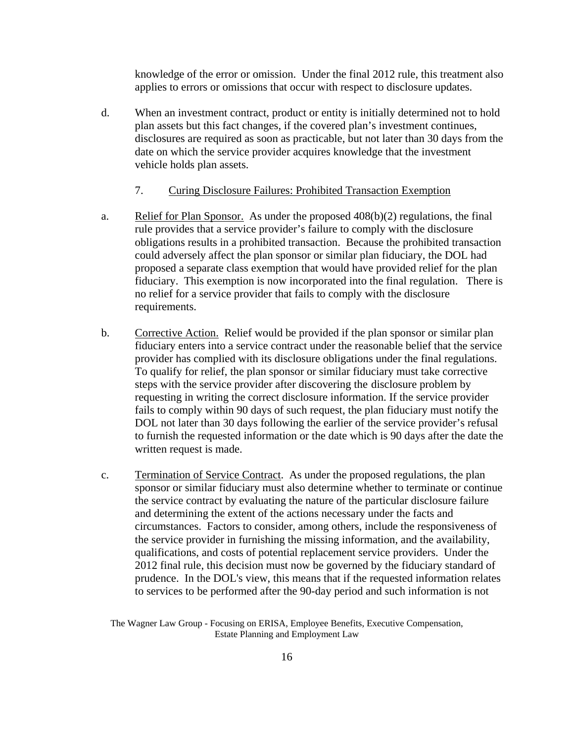knowledge of the error or omission. Under the final 2012 rule, this treatment also applies to errors or omissions that occur with respect to disclosure updates.

d. When an investment contract, product or entity is initially determined not to hold plan assets but this fact changes, if the covered plan's investment continues, disclosures are required as soon as practicable, but not later than 30 days from the date on which the service provider acquires knowledge that the investment vehicle holds plan assets.

7. Curing Disclosure Failures: Prohibited Transaction Exemption

a. Relief for Plan Sponsor. As under the proposed 408(b)(2) regulations, the final rule provides that a service provider's failure to comply with the disclosure obligations results in a prohibited transaction. Because the prohibited transaction could adversely affect the plan sponsor or similar plan fiduciary, the DOL had proposed a separate class exemption that would have provided relief for the plan fiduciary. This exemption is now incorporated into the final regulation. There is no relief for a service provider that fails to comply with the disclosure requirements.

b. Corrective Action. Relief would be provided if the plan sponsor or similar plan fiduciary enters into a service contract under the reasonable belief that the service provider has complied with its disclosure obligations under the final regulations. To qualify for relief, the plan sponsor or similar fiduciary must take corrective steps with the service provider after discovering the disclosure problem by requesting in writing the correct disclosure information. If the service provider fails to comply within 90 days of such request, the plan fiduciary must notify the DOL not later than 30 days following the earlier of the service provider's refusal to furnish the requested information or the date which is 90 days after the date the written request is made.

c. Termination of Service Contract. As under the proposed regulations, the plan sponsor or similar fiduciary must also determine whether to terminate or continue the service contract by evaluating the nature of the particular disclosure failure and determining the extent of the actions necessary under the facts and circumstances. Factors to consider, among others, include the responsiveness of the service provider in furnishing the missing information, and the availability, qualifications, and costs of potential replacement service providers. Under the 2012 final rule, this decision must now be governed by the fiduciary standard of prudence. In the DOL's view, this means that if the requested information relates to services to be performed after the 90-day period and such information is not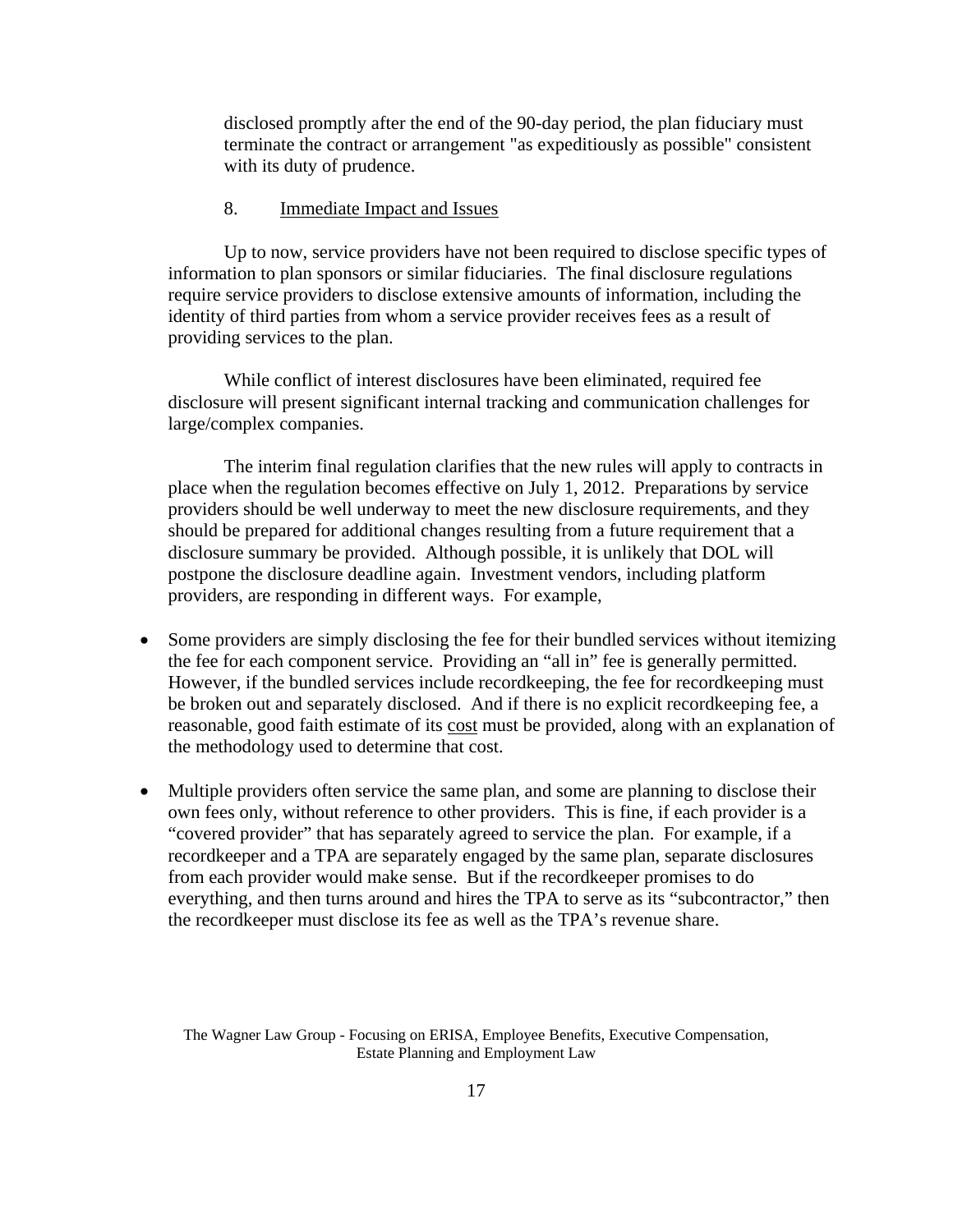disclosed promptly after the end of the 90-day period, the plan fiduciary must terminate the contract or arrangement "as expeditiously as possible" consistent with its duty of prudence.

8. Immediate Impact and Issues

Up to now, service providers have not been required to disclose specific types of information to plan sponsors or similar fiduciaries. The final disclosure regulations require service providers to disclose extensive amounts of information, including the identity of third parties from whom a service provider receives fees as a result of providing services to the plan.

While conflict of interest disclosures have been eliminated, required fee disclosure will present significant internal tracking and communication challenges for large/complex companies.

The interim final regulation clarifies that the new rules will apply to contracts in place when the regulation becomes effective on July 1, 2012. Preparations by service providers should be well underway to meet the new disclosure requirements, and they should be prepared for additional changes resulting from a future requirement that a disclosure summary be provided. Although possible, it is unlikely that DOL will postpone the disclosure deadline again. Investment vendors, including platform providers, are responding in different ways. For example,

- Some providers are simply disclosing the fee for their bundled services without itemizing the fee for each component service. Providing an "all in" fee is generally permitted. However, if the bundled services include recordkeeping, the fee for recordkeeping must be broken out and separately disclosed. And if there is no explicit recordkeeping fee, a reasonable, good faith estimate of its cost must be provided, along with an explanation of the methodology used to determine that cost.

- Multiple providers often service the same plan, and some are planning to disclose their own fees only, without reference to other providers. This is fine, if each provider is a "covered provider" that has separately agreed to service the plan. For example, if a recordkeeper and a TPA are separately engaged by the same plan, separate disclosures from each provider would make sense. But if the recordkeeper promises to do everything, and then turns around and hires the TPA to serve as its "subcontractor," then the recordkeeper must disclose its fee as well as the TPA's revenue share.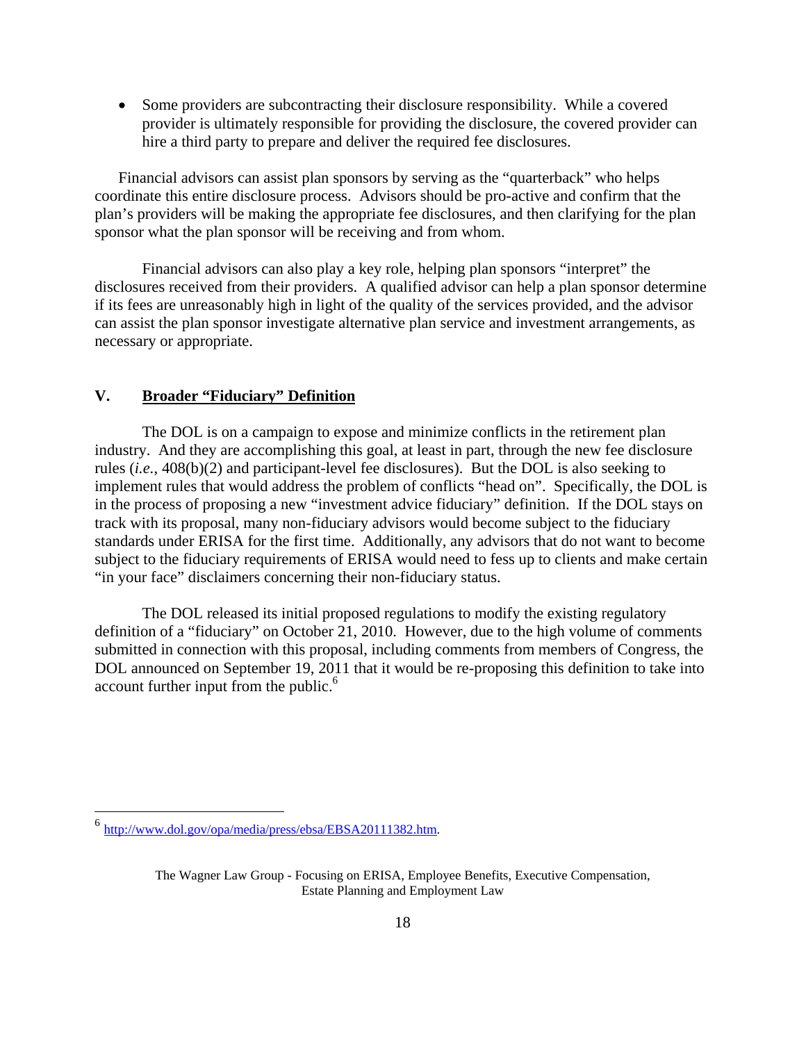- Some providers are subcontracting their disclosure responsibility. While a covered provider is ultimately responsible for providing the disclosure, the covered provider can hire a third party to prepare and deliver the required fee disclosures.

Financial advisors can assist plan sponsors by serving as the "quarterback" who helps coordinate this entire disclosure process. Advisors should be pro-active and confirm that the plan's providers will be making the appropriate fee disclosures, and then clarifying for the plan sponsor what the plan sponsor will be receiving and from whom.

Financial advisors can also play a key role, helping plan sponsors "interpret" the disclosures received from their providers. A qualified advisor can help a plan sponsor determine if its fees are unreasonably high in light of the quality of the services provided, and the advisor can assist the plan sponsor investigate alternative plan service and investment arrangements, as necessary or appropriate.

## V. Broader "Fiduciary" Definition

The DOL is on a campaign to expose and minimize conflicts in the retirement plan industry. And they are accomplishing this goal, at least in part, through the new fee disclosure rules (*i.e.*, 408(b)(2) and participant-level fee disclosures). But the DOL is also seeking to implement rules that would address the problem of conflicts "head on". Specifically, the DOL is in the process of proposing a new "investment advice fiduciary" definition. If the DOL stays on track with its proposal, many non-fiduciary advisors would become subject to the fiduciary standards under ERISA for the first time. Additionally, any advisors that do not want to become subject to the fiduciary requirements of ERISA would need to fess up to clients and make certain "in your face" disclaimers concerning their non-fiduciary status.

The DOL released its initial proposed regulations to modify the existing regulatory definition of a "fiduciary" on October 21, 2010. However, due to the high volume of comments submitted in connection with this proposal, including comments from members of Congress, the DOL announced on September 19, 2011 that it would be re-proposing this definition to take into account further input from the public.[6]

---

[6] http://www.dol.gov/opa/media/press/ebsa/EBSA20111382.htm.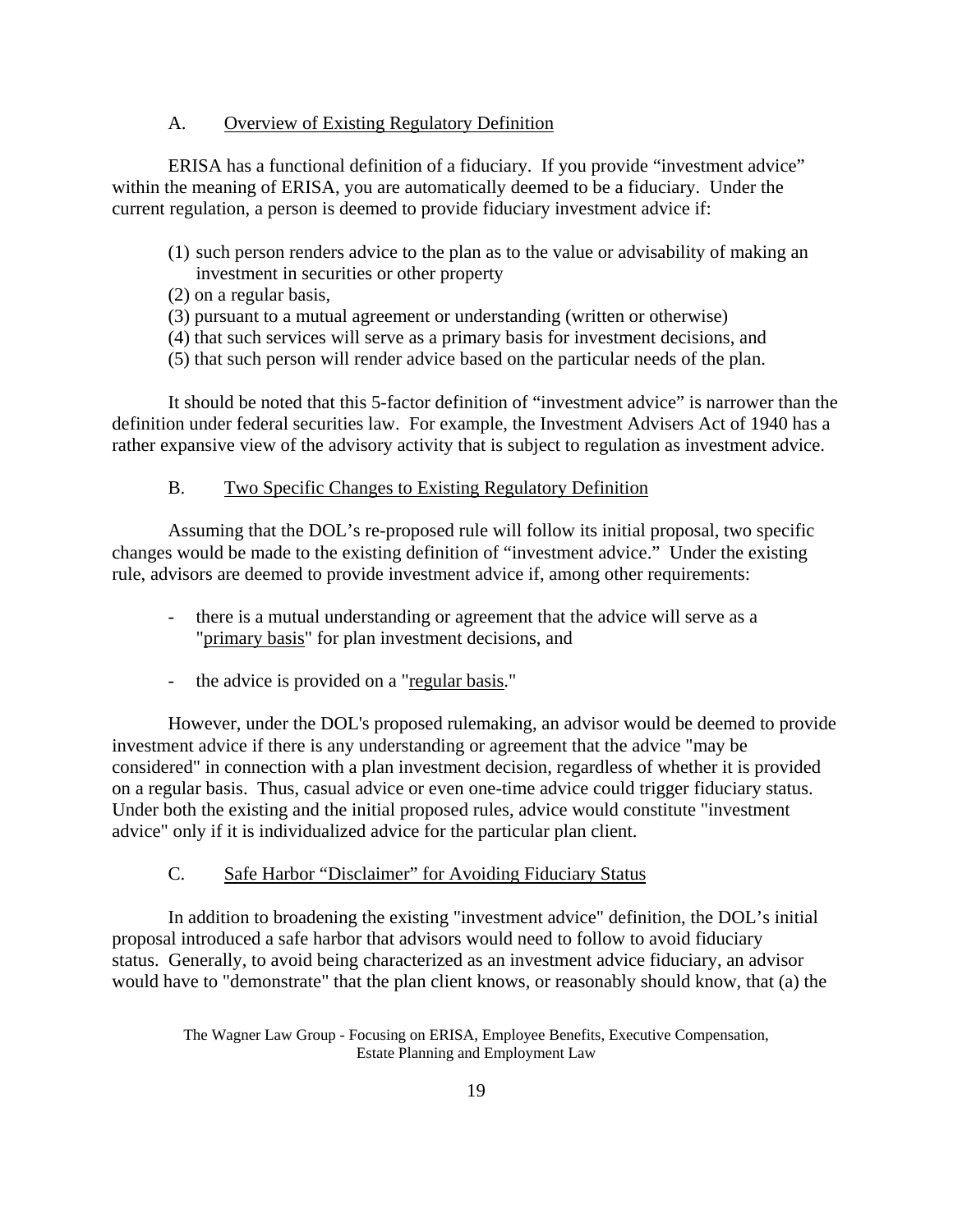### A. Overview of Existing Regulatory Definition

ERISA has a functional definition of a fiduciary. If you provide "investment advice" within the meaning of ERISA, you are automatically deemed to be a fiduciary. Under the current regulation, a person is deemed to provide fiduciary investment advice if:

(1) such person renders advice to the plan as to the value or advisability of making an investment in securities or other property
(2) on a regular basis,
(3) pursuant to a mutual agreement or understanding (written or otherwise)
(4) that such services will serve as a primary basis for investment decisions, and
(5) that such person will render advice based on the particular needs of the plan.

It should be noted that this 5-factor definition of "investment advice" is narrower than the definition under federal securities law. For example, the Investment Advisers Act of 1940 has a rather expansive view of the advisory activity that is subject to regulation as investment advice.

### B. Two Specific Changes to Existing Regulatory Definition

Assuming that the DOL's re-proposed rule will follow its initial proposal, two specific changes would be made to the existing definition of "investment advice." Under the existing rule, advisors are deemed to provide investment advice if, among other requirements:

- there is a mutual understanding or agreement that the advice will serve as a "primary basis" for plan investment decisions, and
- the advice is provided on a "regular basis."

However, under the DOL's proposed rulemaking, an advisor would be deemed to provide investment advice if there is any understanding or agreement that the advice "may be considered" in connection with a plan investment decision, regardless of whether it is provided on a regular basis. Thus, casual advice or even one-time advice could trigger fiduciary status. Under both the existing and the initial proposed rules, advice would constitute "investment advice" only if it is individualized advice for the particular plan client.

### C. Safe Harbor "Disclaimer" for Avoiding Fiduciary Status

In addition to broadening the existing "investment advice" definition, the DOL's initial proposal introduced a safe harbor that advisors would need to follow to avoid fiduciary status. Generally, to avoid being characterized as an investment advice fiduciary, an advisor would have to "demonstrate" that the plan client knows, or reasonably should know, that (a) the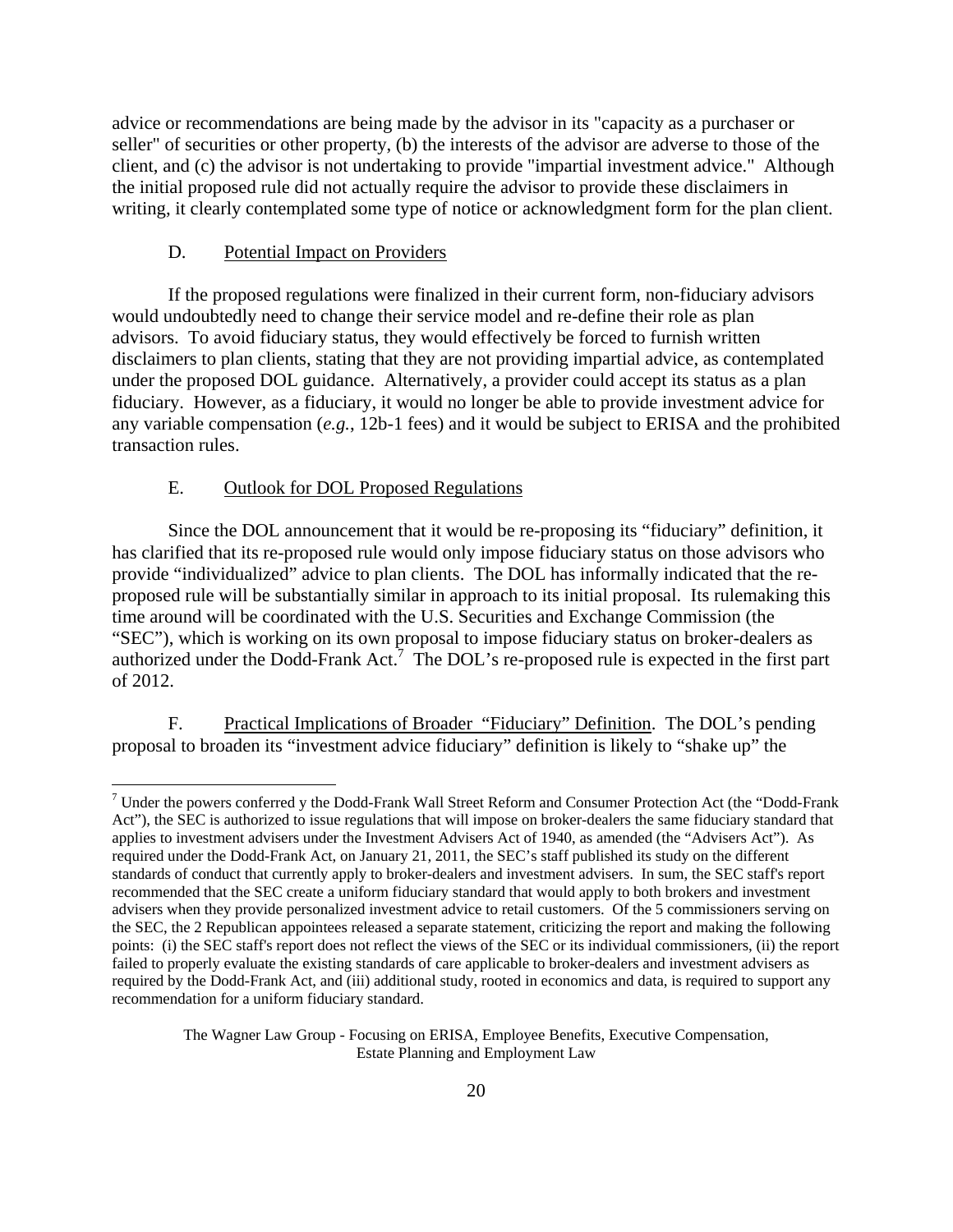advice or recommendations are being made by the advisor in its "capacity as a purchaser or seller" of securities or other property, (b) the interests of the advisor are adverse to those of the client, and (c) the advisor is not undertaking to provide "impartial investment advice." Although the initial proposed rule did not actually require the advisor to provide these disclaimers in writing, it clearly contemplated some type of notice or acknowledgment form for the plan client.

### D. Potential Impact on Providers

If the proposed regulations were finalized in their current form, non-fiduciary advisors would undoubtedly need to change their service model and re-define their role as plan advisors. To avoid fiduciary status, they would effectively be forced to furnish written disclaimers to plan clients, stating that they are not providing impartial advice, as contemplated under the proposed DOL guidance. Alternatively, a provider could accept its status as a plan fiduciary. However, as a fiduciary, it would no longer be able to provide investment advice for any variable compensation (*e.g.*, 12b-1 fees) and it would be subject to ERISA and the prohibited transaction rules.

### E. Outlook for DOL Proposed Regulations

Since the DOL announcement that it would be re-proposing its "fiduciary" definition, it has clarified that its re-proposed rule would only impose fiduciary status on those advisors who provide "individualized" advice to plan clients. The DOL has informally indicated that the re-proposed rule will be substantially similar in approach to its initial proposal. Its rulemaking this time around will be coordinated with the U.S. Securities and Exchange Commission (the "SEC"), which is working on its own proposal to impose fiduciary status on broker-dealers as authorized under the Dodd-Frank Act.[7] The DOL's re-proposed rule is expected in the first part of 2012.

F. Practical Implications of Broader "Fiduciary" Definition. The DOL's pending proposal to broaden its "investment advice fiduciary" definition is likely to "shake up" the

---

[7] Under the powers conferred y the Dodd-Frank Wall Street Reform and Consumer Protection Act (the "Dodd-Frank Act"), the SEC is authorized to issue regulations that will impose on broker-dealers the same fiduciary standard that applies to investment advisers under the Investment Advisers Act of 1940, as amended (the "Advisers Act"). As required under the Dodd-Frank Act, on January 21, 2011, the SEC's staff published its study on the different standards of conduct that currently apply to broker-dealers and investment advisers. In sum, the SEC staff's report recommended that the SEC create a uniform fiduciary standard that would apply to both brokers and investment advisers when they provide personalized investment advice to retail customers. Of the 5 commissioners serving on the SEC, the 2 Republican appointees released a separate statement, criticizing the report and making the following points: (i) the SEC staff's report does not reflect the views of the SEC or its individual commissioners, (ii) the report failed to properly evaluate the existing standards of care applicable to broker-dealers and investment advisers as required by the Dodd-Frank Act, and (iii) additional study, rooted in economics and data, is required to support any recommendation for a uniform fiduciary standard.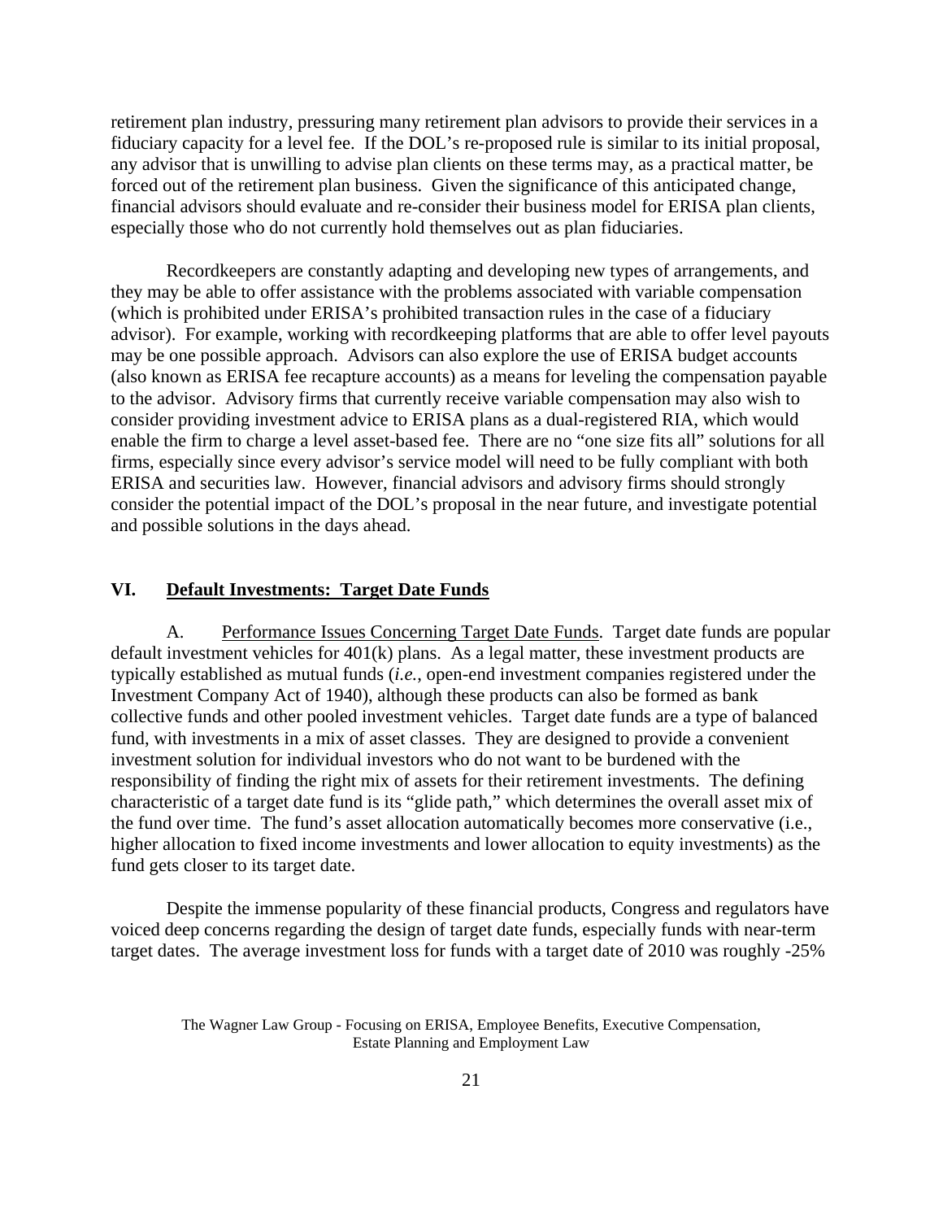retirement plan industry, pressuring many retirement plan advisors to provide their services in a fiduciary capacity for a level fee. If the DOL's re-proposed rule is similar to its initial proposal, any advisor that is unwilling to advise plan clients on these terms may, as a practical matter, be forced out of the retirement plan business. Given the significance of this anticipated change, financial advisors should evaluate and re-consider their business model for ERISA plan clients, especially those who do not currently hold themselves out as plan fiduciaries.

Recordkeepers are constantly adapting and developing new types of arrangements, and they may be able to offer assistance with the problems associated with variable compensation (which is prohibited under ERISA's prohibited transaction rules in the case of a fiduciary advisor). For example, working with recordkeeping platforms that are able to offer level payouts may be one possible approach. Advisors can also explore the use of ERISA budget accounts (also known as ERISA fee recapture accounts) as a means for leveling the compensation payable to the advisor. Advisory firms that currently receive variable compensation may also wish to consider providing investment advice to ERISA plans as a dual-registered RIA, which would enable the firm to charge a level asset-based fee. There are no "one size fits all" solutions for all firms, especially since every advisor's service model will need to be fully compliant with both ERISA and securities law. However, financial advisors and advisory firms should strongly consider the potential impact of the DOL's proposal in the near future, and investigate potential and possible solutions in the days ahead.

## VI. Default Investments: Target Date Funds

A. Performance Issues Concerning Target Date Funds. Target date funds are popular default investment vehicles for 401(k) plans. As a legal matter, these investment products are typically established as mutual funds (*i.e.*, open-end investment companies registered under the Investment Company Act of 1940), although these products can also be formed as bank collective funds and other pooled investment vehicles. Target date funds are a type of balanced fund, with investments in a mix of asset classes. They are designed to provide a convenient investment solution for individual investors who do not want to be burdened with the responsibility of finding the right mix of assets for their retirement investments. The defining characteristic of a target date fund is its "glide path," which determines the overall asset mix of the fund over time. The fund's asset allocation automatically becomes more conservative (i.e., higher allocation to fixed income investments and lower allocation to equity investments) as the fund gets closer to its target date.

Despite the immense popularity of these financial products, Congress and regulators have voiced deep concerns regarding the design of target date funds, especially funds with near-term target dates. The average investment loss for funds with a target date of 2010 was roughly -25%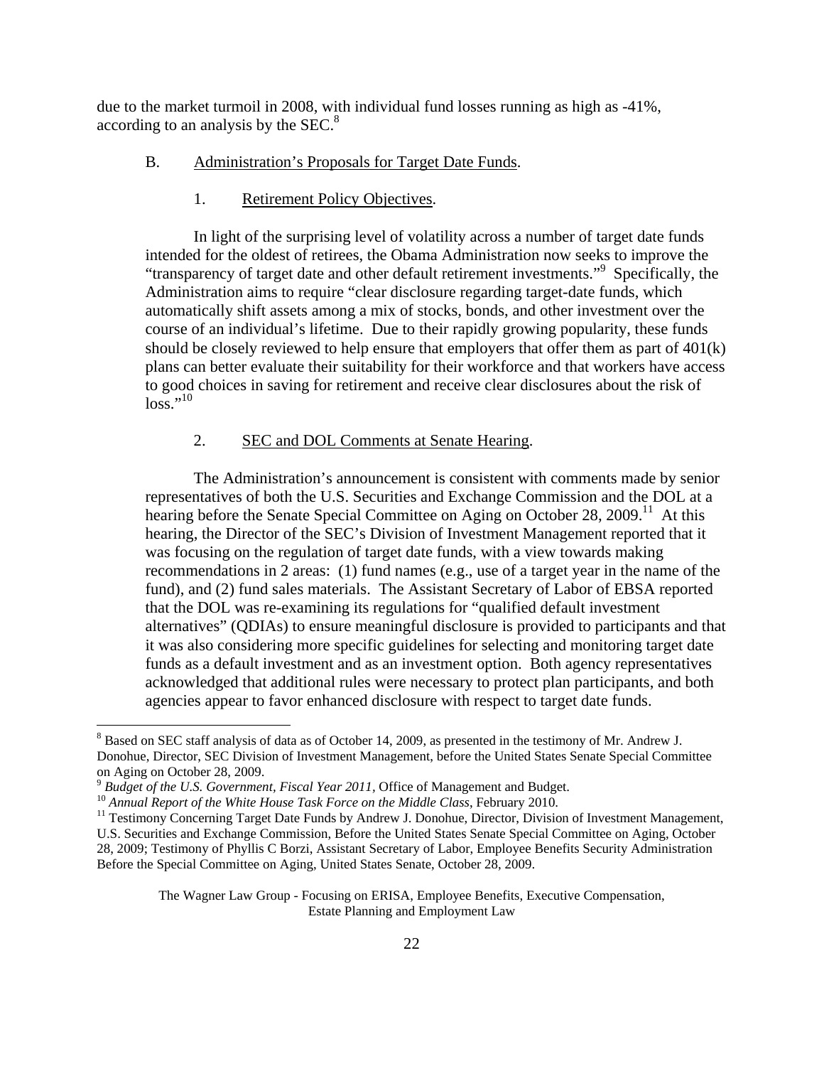due to the market turmoil in 2008, with individual fund losses running as high as -41%, according to an analysis by the SEC.[8]

B. Administration's Proposals for Target Date Funds.

1. Retirement Policy Objectives.

In light of the surprising level of volatility across a number of target date funds intended for the oldest of retirees, the Obama Administration now seeks to improve the "transparency of target date and other default retirement investments."[9] Specifically, the Administration aims to require "clear disclosure regarding target-date funds, which automatically shift assets among a mix of stocks, bonds, and other investment over the course of an individual's lifetime. Due to their rapidly growing popularity, these funds should be closely reviewed to help ensure that employers that offer them as part of 401(k) plans can better evaluate their suitability for their workforce and that workers have access to good choices in saving for retirement and receive clear disclosures about the risk of loss."[10]

2. SEC and DOL Comments at Senate Hearing.

The Administration's announcement is consistent with comments made by senior representatives of both the U.S. Securities and Exchange Commission and the DOL at a hearing before the Senate Special Committee on Aging on October 28, 2009.[11] At this hearing, the Director of the SEC's Division of Investment Management reported that it was focusing on the regulation of target date funds, with a view towards making recommendations in 2 areas: (1) fund names (e.g., use of a target year in the name of the fund), and (2) fund sales materials. The Assistant Secretary of Labor of EBSA reported that the DOL was re-examining its regulations for "qualified default investment alternatives" (QDIAs) to ensure meaningful disclosure is provided to participants and that it was also considering more specific guidelines for selecting and monitoring target date funds as a default investment and as an investment option. Both agency representatives acknowledged that additional rules were necessary to protect plan participants, and both agencies appear to favor enhanced disclosure with respect to target date funds.

---

[8] Based on SEC staff analysis of data as of October 14, 2009, as presented in the testimony of Mr. Andrew J. Donohue, Director, SEC Division of Investment Management, before the United States Senate Special Committee on Aging on October 28, 2009.

[9] *Budget of the U.S. Government, Fiscal Year 2011*, Office of Management and Budget.

[10] *Annual Report of the White House Task Force on the Middle Class*, February 2010.

[11] Testimony Concerning Target Date Funds by Andrew J. Donohue, Director, Division of Investment Management, U.S. Securities and Exchange Commission, Before the United States Senate Special Committee on Aging, October 28, 2009; Testimony of Phyllis C Borzi, Assistant Secretary of Labor, Employee Benefits Security Administration Before the Special Committee on Aging, United States Senate, October 28, 2009.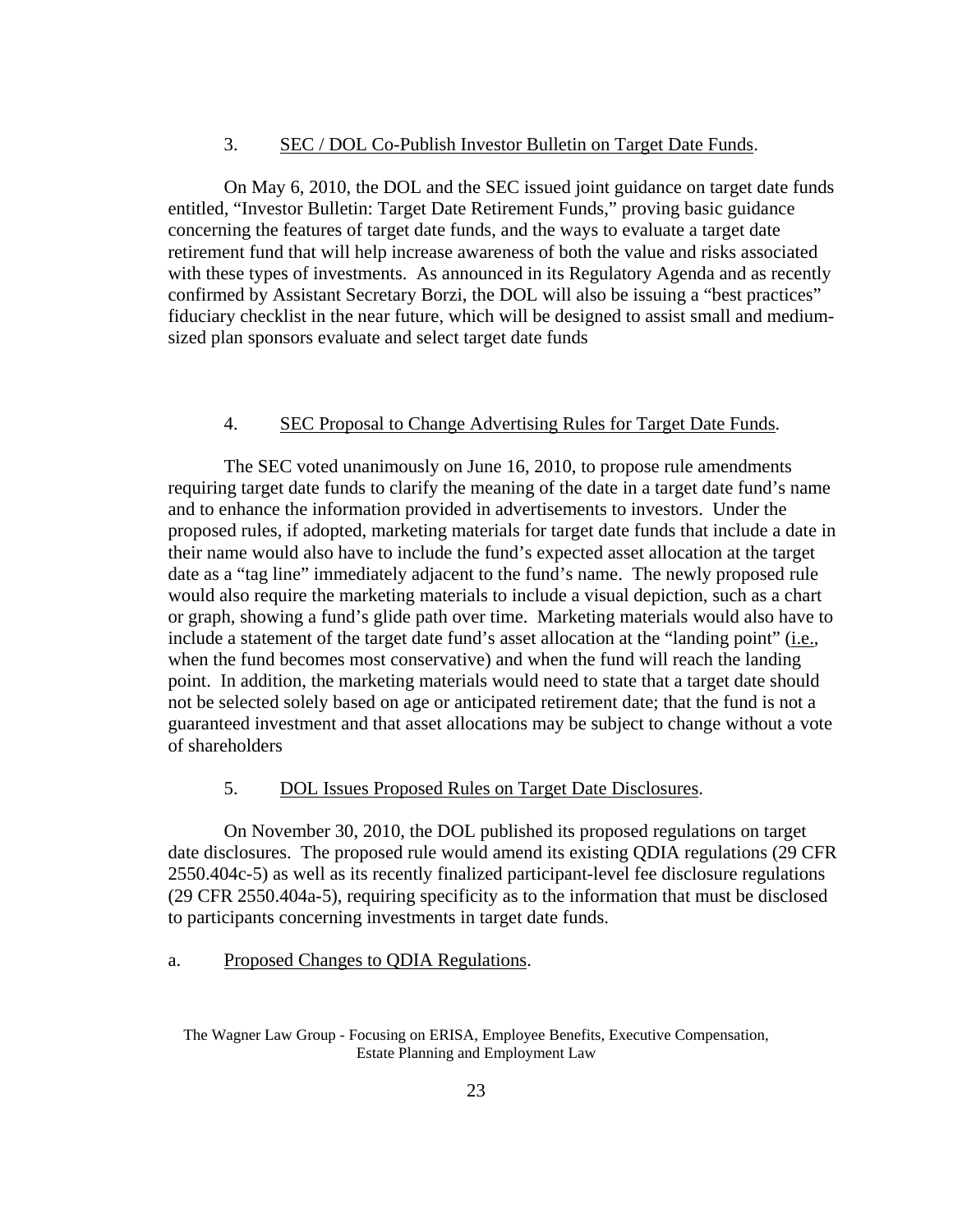3. <u>SEC / DOL Co-Publish Investor Bulletin on Target Date Funds</u>.

On May 6, 2010, the DOL and the SEC issued joint guidance on target date funds entitled, "Investor Bulletin: Target Date Retirement Funds," proving basic guidance concerning the features of target date funds, and the ways to evaluate a target date retirement fund that will help increase awareness of both the value and risks associated with these types of investments. As announced in its Regulatory Agenda and as recently confirmed by Assistant Secretary Borzi, the DOL will also be issuing a "best practices" fiduciary checklist in the near future, which will be designed to assist small and medium-sized plan sponsors evaluate and select target date funds

4. <u>SEC Proposal to Change Advertising Rules for Target Date Funds</u>.

The SEC voted unanimously on June 16, 2010, to propose rule amendments requiring target date funds to clarify the meaning of the date in a target date fund's name and to enhance the information provided in advertisements to investors. Under the proposed rules, if adopted, marketing materials for target date funds that include a date in their name would also have to include the fund's expected asset allocation at the target date as a "tag line" immediately adjacent to the fund's name. The newly proposed rule would also require the marketing materials to include a visual depiction, such as a chart or graph, showing a fund's glide path over time. Marketing materials would also have to include a statement of the target date fund's asset allocation at the "landing point" (<u>i.e.</u>, when the fund becomes most conservative) and when the fund will reach the landing point. In addition, the marketing materials would need to state that a target date should not be selected solely based on age or anticipated retirement date; that the fund is not a guaranteed investment and that asset allocations may be subject to change without a vote of shareholders

5. <u>DOL Issues Proposed Rules on Target Date Disclosures</u>.

On November 30, 2010, the DOL published its proposed regulations on target date disclosures. The proposed rule would amend its existing QDIA regulations (29 CFR 2550.404c-5) as well as its recently finalized participant-level fee disclosure regulations (29 CFR 2550.404a-5), requiring specificity as to the information that must be disclosed to participants concerning investments in target date funds.

a. <u>Proposed Changes to QDIA Regulations</u>.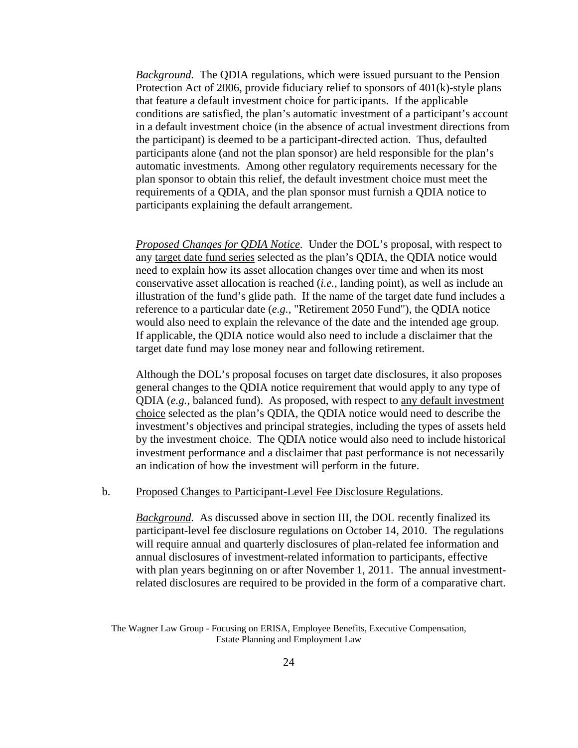*Background.* The QDIA regulations, which were issued pursuant to the Pension Protection Act of 2006, provide fiduciary relief to sponsors of 401(k)-style plans that feature a default investment choice for participants. If the applicable conditions are satisfied, the plan's automatic investment of a participant's account in a default investment choice (in the absence of actual investment directions from the participant) is deemed to be a participant-directed action. Thus, defaulted participants alone (and not the plan sponsor) are held responsible for the plan's automatic investments. Among other regulatory requirements necessary for the plan sponsor to obtain this relief, the default investment choice must meet the requirements of a QDIA, and the plan sponsor must furnish a QDIA notice to participants explaining the default arrangement.

*Proposed Changes for QDIA Notice.* Under the DOL's proposal, with respect to any target date fund series selected as the plan's QDIA, the QDIA notice would need to explain how its asset allocation changes over time and when its most conservative asset allocation is reached (*i.e.*, landing point), as well as include an illustration of the fund's glide path. If the name of the target date fund includes a reference to a particular date (*e.g.*, "Retirement 2050 Fund"), the QDIA notice would also need to explain the relevance of the date and the intended age group. If applicable, the QDIA notice would also need to include a disclaimer that the target date fund may lose money near and following retirement.

Although the DOL's proposal focuses on target date disclosures, it also proposes general changes to the QDIA notice requirement that would apply to any type of QDIA (*e.g.*, balanced fund). As proposed, with respect to any default investment choice selected as the plan's QDIA, the QDIA notice would need to describe the investment's objectives and principal strategies, including the types of assets held by the investment choice. The QDIA notice would also need to include historical investment performance and a disclaimer that past performance is not necessarily an indication of how the investment will perform in the future.

b. Proposed Changes to Participant-Level Fee Disclosure Regulations.

*Background.* As discussed above in section III, the DOL recently finalized its participant-level fee disclosure regulations on October 14, 2010. The regulations will require annual and quarterly disclosures of plan-related fee information and annual disclosures of investment-related information to participants, effective with plan years beginning on or after November 1, 2011. The annual investment-related disclosures are required to be provided in the form of a comparative chart.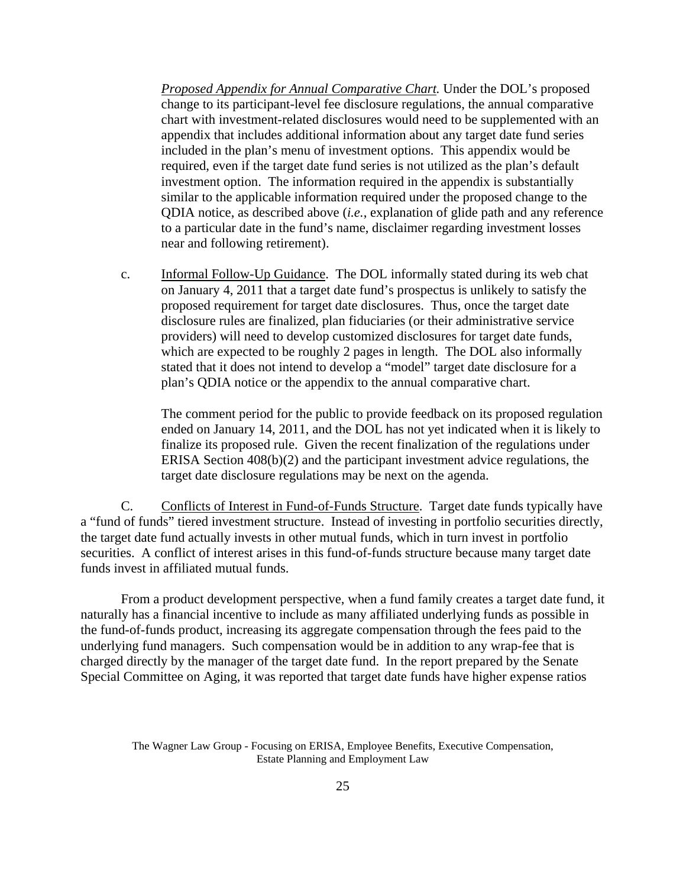*Proposed Appendix for Annual Comparative Chart.* Under the DOL's proposed change to its participant-level fee disclosure regulations, the annual comparative chart with investment-related disclosures would need to be supplemented with an appendix that includes additional information about any target date fund series included in the plan's menu of investment options. This appendix would be required, even if the target date fund series is not utilized as the plan's default investment option. The information required in the appendix is substantially similar to the applicable information required under the proposed change to the QDIA notice, as described above (*i.e.*, explanation of glide path and any reference to a particular date in the fund's name, disclaimer regarding investment losses near and following retirement).

c. Informal Follow-Up Guidance. The DOL informally stated during its web chat on January 4, 2011 that a target date fund's prospectus is unlikely to satisfy the proposed requirement for target date disclosures. Thus, once the target date disclosure rules are finalized, plan fiduciaries (or their administrative service providers) will need to develop customized disclosures for target date funds, which are expected to be roughly 2 pages in length. The DOL also informally stated that it does not intend to develop a "model" target date disclosure for a plan's QDIA notice or the appendix to the annual comparative chart.

The comment period for the public to provide feedback on its proposed regulation ended on January 14, 2011, and the DOL has not yet indicated when it is likely to finalize its proposed rule. Given the recent finalization of the regulations under ERISA Section 408(b)(2) and the participant investment advice regulations, the target date disclosure regulations may be next on the agenda.

C. Conflicts of Interest in Fund-of-Funds Structure. Target date funds typically have a "fund of funds" tiered investment structure. Instead of investing in portfolio securities directly, the target date fund actually invests in other mutual funds, which in turn invest in portfolio securities. A conflict of interest arises in this fund-of-funds structure because many target date funds invest in affiliated mutual funds.

From a product development perspective, when a fund family creates a target date fund, it naturally has a financial incentive to include as many affiliated underlying funds as possible in the fund-of-funds product, increasing its aggregate compensation through the fees paid to the underlying fund managers. Such compensation would be in addition to any wrap-fee that is charged directly by the manager of the target date fund. In the report prepared by the Senate Special Committee on Aging, it was reported that target date funds have higher expense ratios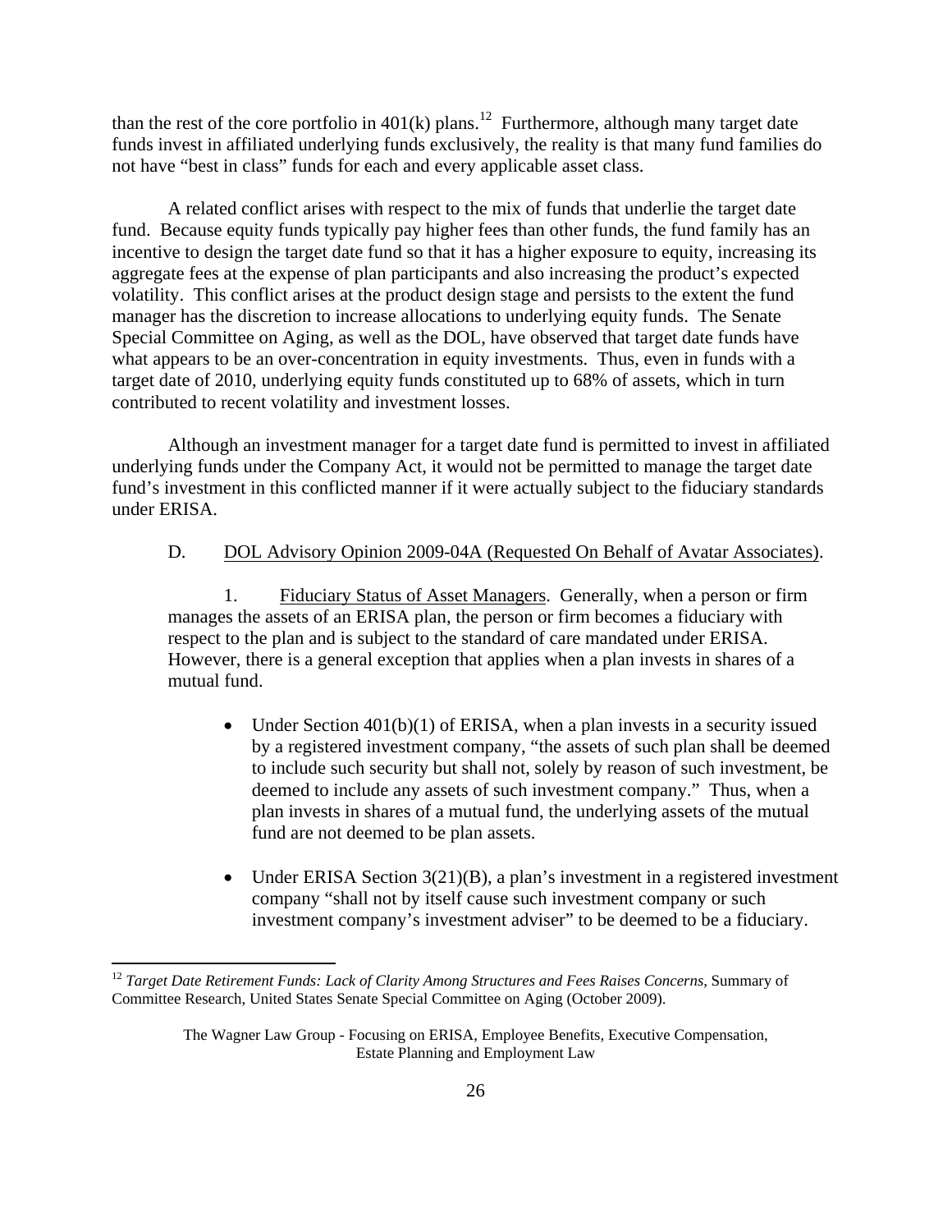than the rest of the core portfolio in 401(k) plans.[12] Furthermore, although many target date funds invest in affiliated underlying funds exclusively, the reality is that many fund families do not have "best in class" funds for each and every applicable asset class.

A related conflict arises with respect to the mix of funds that underlie the target date fund. Because equity funds typically pay higher fees than other funds, the fund family has an incentive to design the target date fund so that it has a higher exposure to equity, increasing its aggregate fees at the expense of plan participants and also increasing the product's expected volatility. This conflict arises at the product design stage and persists to the extent the fund manager has the discretion to increase allocations to underlying equity funds. The Senate Special Committee on Aging, as well as the DOL, have observed that target date funds have what appears to be an over-concentration in equity investments. Thus, even in funds with a target date of 2010, underlying equity funds constituted up to 68% of assets, which in turn contributed to recent volatility and investment losses.

Although an investment manager for a target date fund is permitted to invest in affiliated underlying funds under the Company Act, it would not be permitted to manage the target date fund's investment in this conflicted manner if it were actually subject to the fiduciary standards under ERISA.

D. DOL Advisory Opinion 2009-04A (Requested On Behalf of Avatar Associates).

1. Fiduciary Status of Asset Managers. Generally, when a person or firm manages the assets of an ERISA plan, the person or firm becomes a fiduciary with respect to the plan and is subject to the standard of care mandated under ERISA. However, there is a general exception that applies when a plan invests in shares of a mutual fund.

- Under Section 401(b)(1) of ERISA, when a plan invests in a security issued by a registered investment company, "the assets of such plan shall be deemed to include such security but shall not, solely by reason of such investment, be deemed to include any assets of such investment company." Thus, when a plan invests in shares of a mutual fund, the underlying assets of the mutual fund are not deemed to be plan assets.
- Under ERISA Section 3(21)(B), a plan's investment in a registered investment company "shall not by itself cause such investment company or such investment company's investment adviser" to be deemed to be a fiduciary.

[12] *Target Date Retirement Funds: Lack of Clarity Among Structures and Fees Raises Concerns*, Summary of Committee Research, United States Senate Special Committee on Aging (October 2009).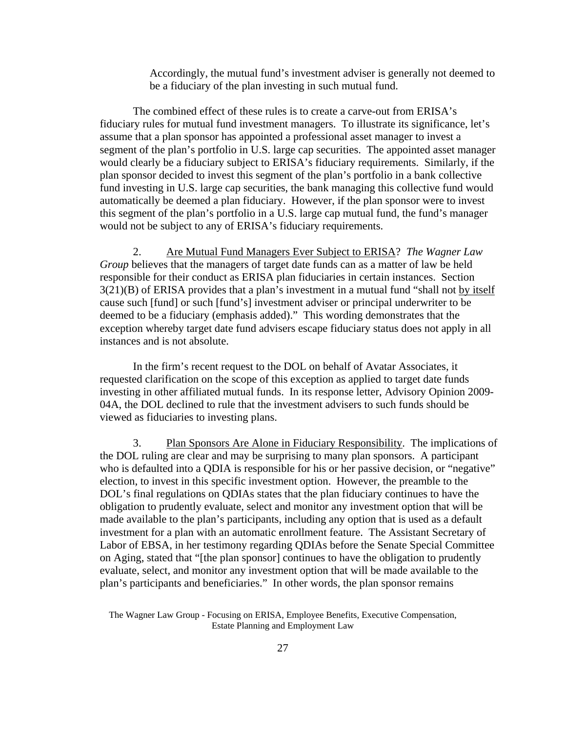> Accordingly, the mutual fund's investment adviser is generally not deemed to be a fiduciary of the plan investing in such mutual fund.

The combined effect of these rules is to create a carve-out from ERISA's fiduciary rules for mutual fund investment managers. To illustrate its significance, let's assume that a plan sponsor has appointed a professional asset manager to invest a segment of the plan's portfolio in U.S. large cap securities. The appointed asset manager would clearly be a fiduciary subject to ERISA's fiduciary requirements. Similarly, if the plan sponsor decided to invest this segment of the plan's portfolio in a bank collective fund investing in U.S. large cap securities, the bank managing this collective fund would automatically be deemed a plan fiduciary. However, if the plan sponsor were to invest this segment of the plan's portfolio in a U.S. large cap mutual fund, the fund's manager would not be subject to any of ERISA's fiduciary requirements.

2. <u>Are Mutual Fund Managers Ever Subject to ERISA</u>? *The Wagner Law Group* believes that the managers of target date funds can as a matter of law be held responsible for their conduct as ERISA plan fiduciaries in certain instances. Section 3(21)(B) of ERISA provides that a plan's investment in a mutual fund "shall not <u>by itself</u> cause such [fund] or such [fund's] investment adviser or principal underwriter to be deemed to be a fiduciary (emphasis added)." This wording demonstrates that the exception whereby target date fund advisers escape fiduciary status does not apply in all instances and is not absolute.

In the firm's recent request to the DOL on behalf of Avatar Associates, it requested clarification on the scope of this exception as applied to target date funds investing in other affiliated mutual funds. In its response letter, Advisory Opinion 2009-04A, the DOL declined to rule that the investment advisers to such funds should be viewed as fiduciaries to investing plans.

3. <u>Plan Sponsors Are Alone in Fiduciary Responsibility</u>. The implications of the DOL ruling are clear and may be surprising to many plan sponsors. A participant who is defaulted into a QDIA is responsible for his or her passive decision, or "negative" election, to invest in this specific investment option. However, the preamble to the DOL's final regulations on QDIAs states that the plan fiduciary continues to have the obligation to prudently evaluate, select and monitor any investment option that will be made available to the plan's participants, including any option that is used as a default investment for a plan with an automatic enrollment feature. The Assistant Secretary of Labor of EBSA, in her testimony regarding QDIAs before the Senate Special Committee on Aging, stated that "[the plan sponsor] continues to have the obligation to prudently evaluate, select, and monitor any investment option that will be made available to the plan's participants and beneficiaries." In other words, the plan sponsor remains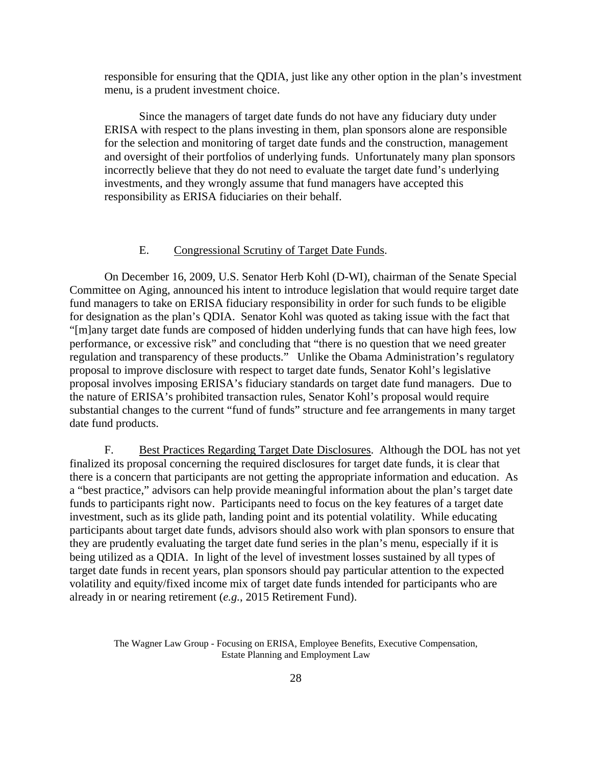responsible for ensuring that the QDIA, just like any other option in the plan's investment menu, is a prudent investment choice.

Since the managers of target date funds do not have any fiduciary duty under ERISA with respect to the plans investing in them, plan sponsors alone are responsible for the selection and monitoring of target date funds and the construction, management and oversight of their portfolios of underlying funds. Unfortunately many plan sponsors incorrectly believe that they do not need to evaluate the target date fund's underlying investments, and they wrongly assume that fund managers have accepted this responsibility as ERISA fiduciaries on their behalf.

E. Congressional Scrutiny of Target Date Funds.

On December 16, 2009, U.S. Senator Herb Kohl (D-WI), chairman of the Senate Special Committee on Aging, announced his intent to introduce legislation that would require target date fund managers to take on ERISA fiduciary responsibility in order for such funds to be eligible for designation as the plan's QDIA. Senator Kohl was quoted as taking issue with the fact that "[m]any target date funds are composed of hidden underlying funds that can have high fees, low performance, or excessive risk" and concluding that "there is no question that we need greater regulation and transparency of these products." Unlike the Obama Administration's regulatory proposal to improve disclosure with respect to target date funds, Senator Kohl's legislative proposal involves imposing ERISA's fiduciary standards on target date fund managers. Due to the nature of ERISA's prohibited transaction rules, Senator Kohl's proposal would require substantial changes to the current "fund of funds" structure and fee arrangements in many target date fund products.

F. Best Practices Regarding Target Date Disclosures. Although the DOL has not yet finalized its proposal concerning the required disclosures for target date funds, it is clear that there is a concern that participants are not getting the appropriate information and education. As a "best practice," advisors can help provide meaningful information about the plan's target date funds to participants right now. Participants need to focus on the key features of a target date investment, such as its glide path, landing point and its potential volatility. While educating participants about target date funds, advisors should also work with plan sponsors to ensure that they are prudently evaluating the target date fund series in the plan's menu, especially if it is being utilized as a QDIA. In light of the level of investment losses sustained by all types of target date funds in recent years, plan sponsors should pay particular attention to the expected volatility and equity/fixed income mix of target date funds intended for participants who are already in or nearing retirement (*e.g.*, 2015 Retirement Fund).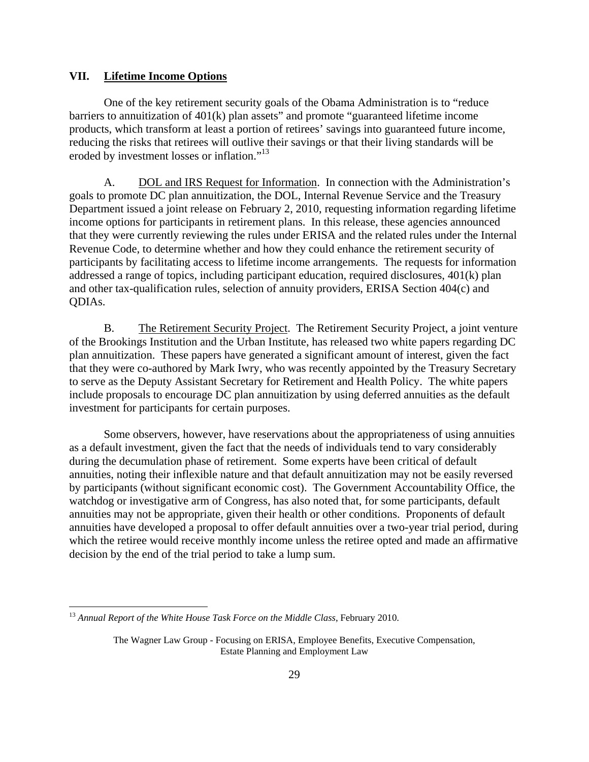## VII. Lifetime Income Options

One of the key retirement security goals of the Obama Administration is to "reduce barriers to annuitization of 401(k) plan assets" and promote "guaranteed lifetime income products, which transform at least a portion of retirees' savings into guaranteed future income, reducing the risks that retirees will outlive their savings or that their living standards will be eroded by investment losses or inflation."[13]

A. DOL and IRS Request for Information. In connection with the Administration's goals to promote DC plan annuitization, the DOL, Internal Revenue Service and the Treasury Department issued a joint release on February 2, 2010, requesting information regarding lifetime income options for participants in retirement plans. In this release, these agencies announced that they were currently reviewing the rules under ERISA and the related rules under the Internal Revenue Code, to determine whether and how they could enhance the retirement security of participants by facilitating access to lifetime income arrangements. The requests for information addressed a range of topics, including participant education, required disclosures, 401(k) plan and other tax-qualification rules, selection of annuity providers, ERISA Section 404(c) and QDIAs.

B. The Retirement Security Project. The Retirement Security Project, a joint venture of the Brookings Institution and the Urban Institute, has released two white papers regarding DC plan annuitization. These papers have generated a significant amount of interest, given the fact that they were co-authored by Mark Iwry, who was recently appointed by the Treasury Secretary to serve as the Deputy Assistant Secretary for Retirement and Health Policy. The white papers include proposals to encourage DC plan annuitization by using deferred annuities as the default investment for participants for certain purposes.

Some observers, however, have reservations about the appropriateness of using annuities as a default investment, given the fact that the needs of individuals tend to vary considerably during the decumulation phase of retirement. Some experts have been critical of default annuities, noting their inflexible nature and that default annuitization may not be easily reversed by participants (without significant economic cost). The Government Accountability Office, the watchdog or investigative arm of Congress, has also noted that, for some participants, default annuities may not be appropriate, given their health or other conditions. Proponents of default annuities have developed a proposal to offer default annuities over a two-year trial period, during which the retiree would receive monthly income unless the retiree opted and made an affirmative decision by the end of the trial period to take a lump sum.

[13] *Annual Report of the White House Task Force on the Middle Class*, February 2010.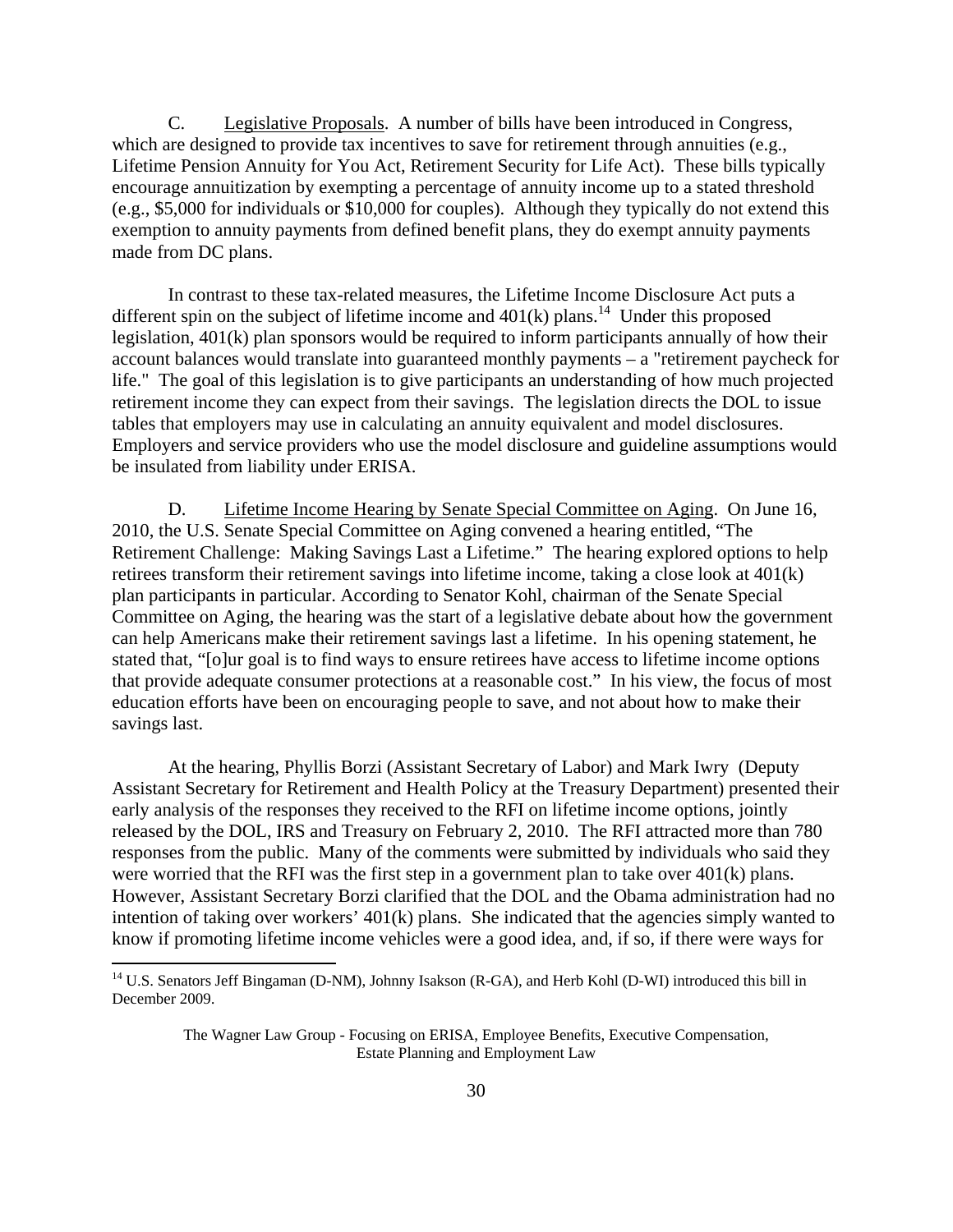C. <u>Legislative Proposals</u>. A number of bills have been introduced in Congress, which are designed to provide tax incentives to save for retirement through annuities (e.g., Lifetime Pension Annuity for You Act, Retirement Security for Life Act). These bills typically encourage annuitization by exempting a percentage of annuity income up to a stated threshold (e.g., $5,000 for individuals or $10,000 for couples). Although they typically do not extend this exemption to annuity payments from defined benefit plans, they do exempt annuity payments made from DC plans.

In contrast to these tax-related measures, the Lifetime Income Disclosure Act puts a different spin on the subject of lifetime income and 401(k) plans.[14] Under this proposed legislation, 401(k) plan sponsors would be required to inform participants annually of how their account balances would translate into guaranteed monthly payments – a "retirement paycheck for life." The goal of this legislation is to give participants an understanding of how much projected retirement income they can expect from their savings. The legislation directs the DOL to issue tables that employers may use in calculating an annuity equivalent and model disclosures. Employers and service providers who use the model disclosure and guideline assumptions would be insulated from liability under ERISA.

D. <u>Lifetime Income Hearing by Senate Special Committee on Aging</u>. On June 16, 2010, the U.S. Senate Special Committee on Aging convened a hearing entitled, "The Retirement Challenge: Making Savings Last a Lifetime." The hearing explored options to help retirees transform their retirement savings into lifetime income, taking a close look at 401(k) plan participants in particular. According to Senator Kohl, chairman of the Senate Special Committee on Aging, the hearing was the start of a legislative debate about how the government can help Americans make their retirement savings last a lifetime. In his opening statement, he stated that, "[o]ur goal is to find ways to ensure retirees have access to lifetime income options that provide adequate consumer protections at a reasonable cost." In his view, the focus of most education efforts have been on encouraging people to save, and not about how to make their savings last.

At the hearing, Phyllis Borzi (Assistant Secretary of Labor) and Mark Iwry (Deputy Assistant Secretary for Retirement and Health Policy at the Treasury Department) presented their early analysis of the responses they received to the RFI on lifetime income options, jointly released by the DOL, IRS and Treasury on February 2, 2010. The RFI attracted more than 780 responses from the public. Many of the comments were submitted by individuals who said they were worried that the RFI was the first step in a government plan to take over 401(k) plans. However, Assistant Secretary Borzi clarified that the DOL and the Obama administration had no intention of taking over workers' 401(k) plans. She indicated that the agencies simply wanted to know if promoting lifetime income vehicles were a good idea, and, if so, if there were ways for

[14] U.S. Senators Jeff Bingaman (D-NM), Johnny Isakson (R-GA), and Herb Kohl (D-WI) introduced this bill in December 2009.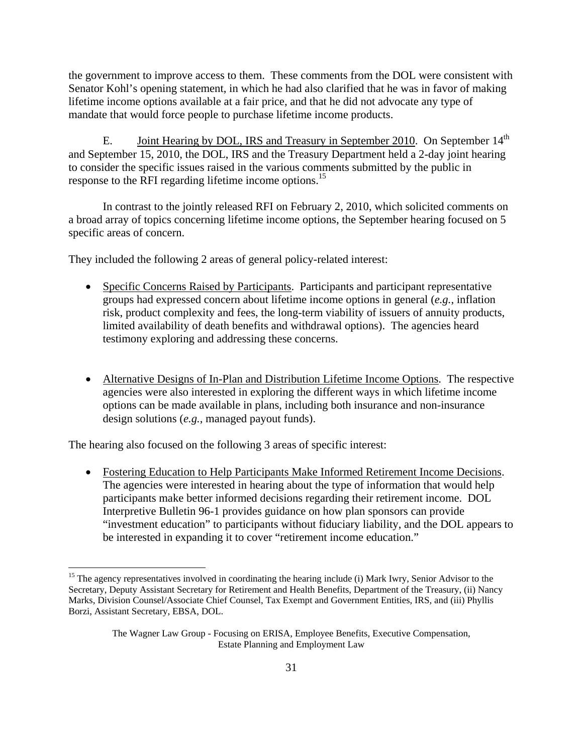the government to improve access to them. These comments from the DOL were consistent with Senator Kohl's opening statement, in which he had also clarified that he was in favor of making lifetime income options available at a fair price, and that he did not advocate any type of mandate that would force people to purchase lifetime income products.

E. Joint Hearing by DOL, IRS and Treasury in September 2010. On September 14th and September 15, 2010, the DOL, IRS and the Treasury Department held a 2-day joint hearing to consider the specific issues raised in the various comments submitted by the public in response to the RFI regarding lifetime income options.[15]

In contrast to the jointly released RFI on February 2, 2010, which solicited comments on a broad array of topics concerning lifetime income options, the September hearing focused on 5 specific areas of concern.

They included the following 2 areas of general policy-related interest:

- Specific Concerns Raised by Participants. Participants and participant representative groups had expressed concern about lifetime income options in general (*e.g.*, inflation risk, product complexity and fees, the long-term viability of issuers of annuity products, limited availability of death benefits and withdrawal options). The agencies heard testimony exploring and addressing these concerns.

- Alternative Designs of In-Plan and Distribution Lifetime Income Options. The respective agencies were also interested in exploring the different ways in which lifetime income options can be made available in plans, including both insurance and non-insurance design solutions (*e.g.*, managed payout funds).

The hearing also focused on the following 3 areas of specific interest:

- Fostering Education to Help Participants Make Informed Retirement Income Decisions. The agencies were interested in hearing about the type of information that would help participants make better informed decisions regarding their retirement income. DOL Interpretive Bulletin 96-1 provides guidance on how plan sponsors can provide "investment education" to participants without fiduciary liability, and the DOL appears to be interested in expanding it to cover "retirement income education."

[15] The agency representatives involved in coordinating the hearing include (i) Mark Iwry, Senior Advisor to the Secretary, Deputy Assistant Secretary for Retirement and Health Benefits, Department of the Treasury, (ii) Nancy Marks, Division Counsel/Associate Chief Counsel, Tax Exempt and Government Entities, IRS, and (iii) Phyllis Borzi, Assistant Secretary, EBSA, DOL.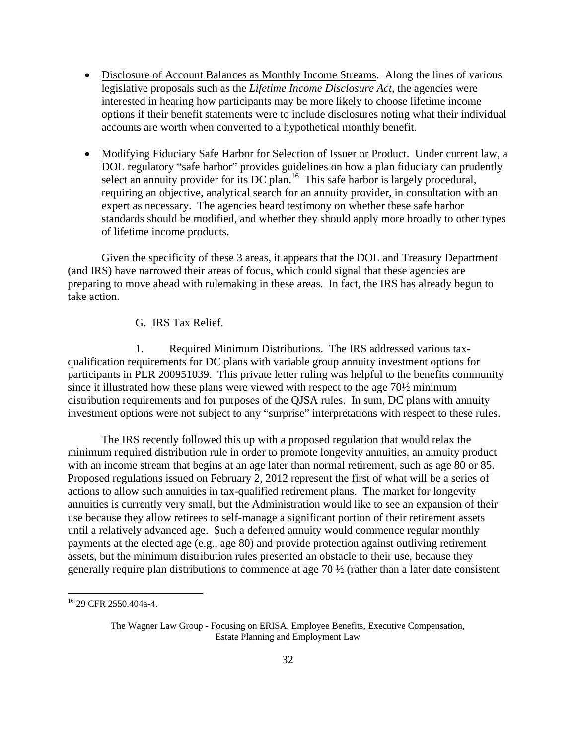- Disclosure of Account Balances as Monthly Income Streams. Along the lines of various legislative proposals such as the *Lifetime Income Disclosure Act*, the agencies were interested in hearing how participants may be more likely to choose lifetime income options if their benefit statements were to include disclosures noting what their individual accounts are worth when converted to a hypothetical monthly benefit.

- Modifying Fiduciary Safe Harbor for Selection of Issuer or Product. Under current law, a DOL regulatory "safe harbor" provides guidelines on how a plan fiduciary can prudently select an annuity provider for its DC plan.[16] This safe harbor is largely procedural, requiring an objective, analytical search for an annuity provider, in consultation with an expert as necessary. The agencies heard testimony on whether these safe harbor standards should be modified, and whether they should apply more broadly to other types of lifetime income products.

Given the specificity of these 3 areas, it appears that the DOL and Treasury Department (and IRS) have narrowed their areas of focus, which could signal that these agencies are preparing to move ahead with rulemaking in these areas. In fact, the IRS has already begun to take action.

### G. IRS Tax Relief.

1. Required Minimum Distributions. The IRS addressed various tax-qualification requirements for DC plans with variable group annuity investment options for participants in PLR 200951039. This private letter ruling was helpful to the benefits community since it illustrated how these plans were viewed with respect to the age 70½ minimum distribution requirements and for purposes of the QJSA rules. In sum, DC plans with annuity investment options were not subject to any "surprise" interpretations with respect to these rules.

The IRS recently followed this up with a proposed regulation that would relax the minimum required distribution rule in order to promote longevity annuities, an annuity product with an income stream that begins at an age later than normal retirement, such as age 80 or 85. Proposed regulations issued on February 2, 2012 represent the first of what will be a series of actions to allow such annuities in tax-qualified retirement plans. The market for longevity annuities is currently very small, but the Administration would like to see an expansion of their use because they allow retirees to self-manage a significant portion of their retirement assets until a relatively advanced age. Such a deferred annuity would commence regular monthly payments at the elected age (e.g., age 80) and provide protection against outliving retirement assets, but the minimum distribution rules presented an obstacle to their use, because they generally require plan distributions to commence at age 70 ½ (rather than a later date consistent

[16] 29 CFR 2550.404a-4.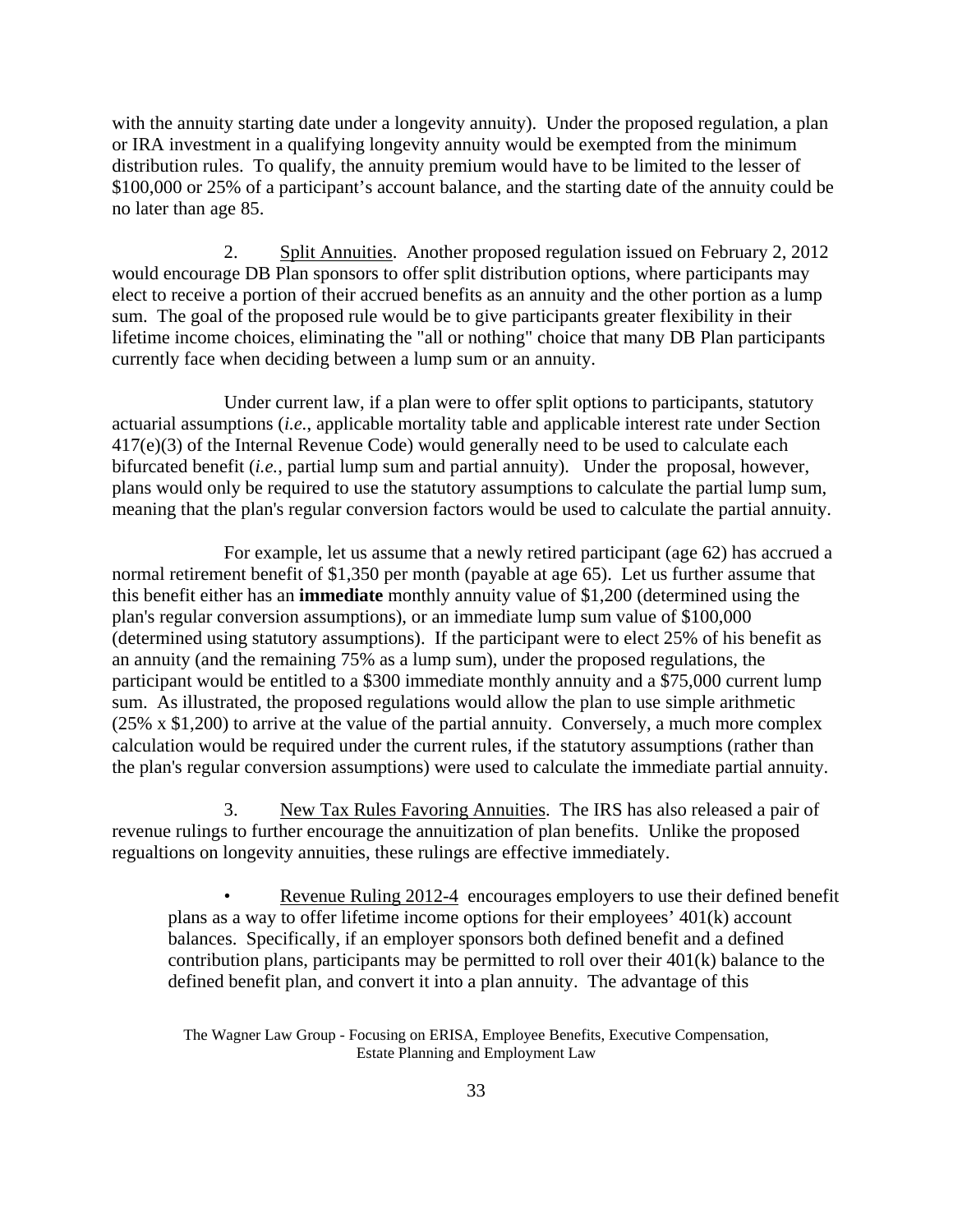with the annuity starting date under a longevity annuity). Under the proposed regulation, a plan or IRA investment in a qualifying longevity annuity would be exempted from the minimum distribution rules. To qualify, the annuity premium would have to be limited to the lesser of \$100,000 or 25% of a participant's account balance, and the starting date of the annuity could be no later than age 85.

2. Split Annuities. Another proposed regulation issued on February 2, 2012 would encourage DB Plan sponsors to offer split distribution options, where participants may elect to receive a portion of their accrued benefits as an annuity and the other portion as a lump sum. The goal of the proposed rule would be to give participants greater flexibility in their lifetime income choices, eliminating the "all or nothing" choice that many DB Plan participants currently face when deciding between a lump sum or an annuity.

Under current law, if a plan were to offer split options to participants, statutory actuarial assumptions (*i.e.*, applicable mortality table and applicable interest rate under Section 417(e)(3) of the Internal Revenue Code) would generally need to be used to calculate each bifurcated benefit (*i.e.*, partial lump sum and partial annuity). Under the proposal, however, plans would only be required to use the statutory assumptions to calculate the partial lump sum, meaning that the plan's regular conversion factors would be used to calculate the partial annuity.

For example, let us assume that a newly retired participant (age 62) has accrued a normal retirement benefit of \$1,350 per month (payable at age 65). Let us further assume that this benefit either has an **immediate** monthly annuity value of \$1,200 (determined using the plan's regular conversion assumptions), or an immediate lump sum value of \$100,000 (determined using statutory assumptions). If the participant were to elect 25% of his benefit as an annuity (and the remaining 75% as a lump sum), under the proposed regulations, the participant would be entitled to a \$300 immediate monthly annuity and a \$75,000 current lump sum. As illustrated, the proposed regulations would allow the plan to use simple arithmetic (25% x \$1,200) to arrive at the value of the partial annuity. Conversely, a much more complex calculation would be required under the current rules, if the statutory assumptions (rather than the plan's regular conversion assumptions) were used to calculate the immediate partial annuity.

3. New Tax Rules Favoring Annuities. The IRS has also released a pair of revenue rulings to further encourage the annuitization of plan benefits. Unlike the proposed regualtions on longevity annuities, these rulings are effective immediately.

- Revenue Ruling 2012-4 encourages employers to use their defined benefit plans as a way to offer lifetime income options for their employees' 401(k) account balances. Specifically, if an employer sponsors both defined benefit and a defined contribution plans, participants may be permitted to roll over their 401(k) balance to the defined benefit plan, and convert it into a plan annuity. The advantage of this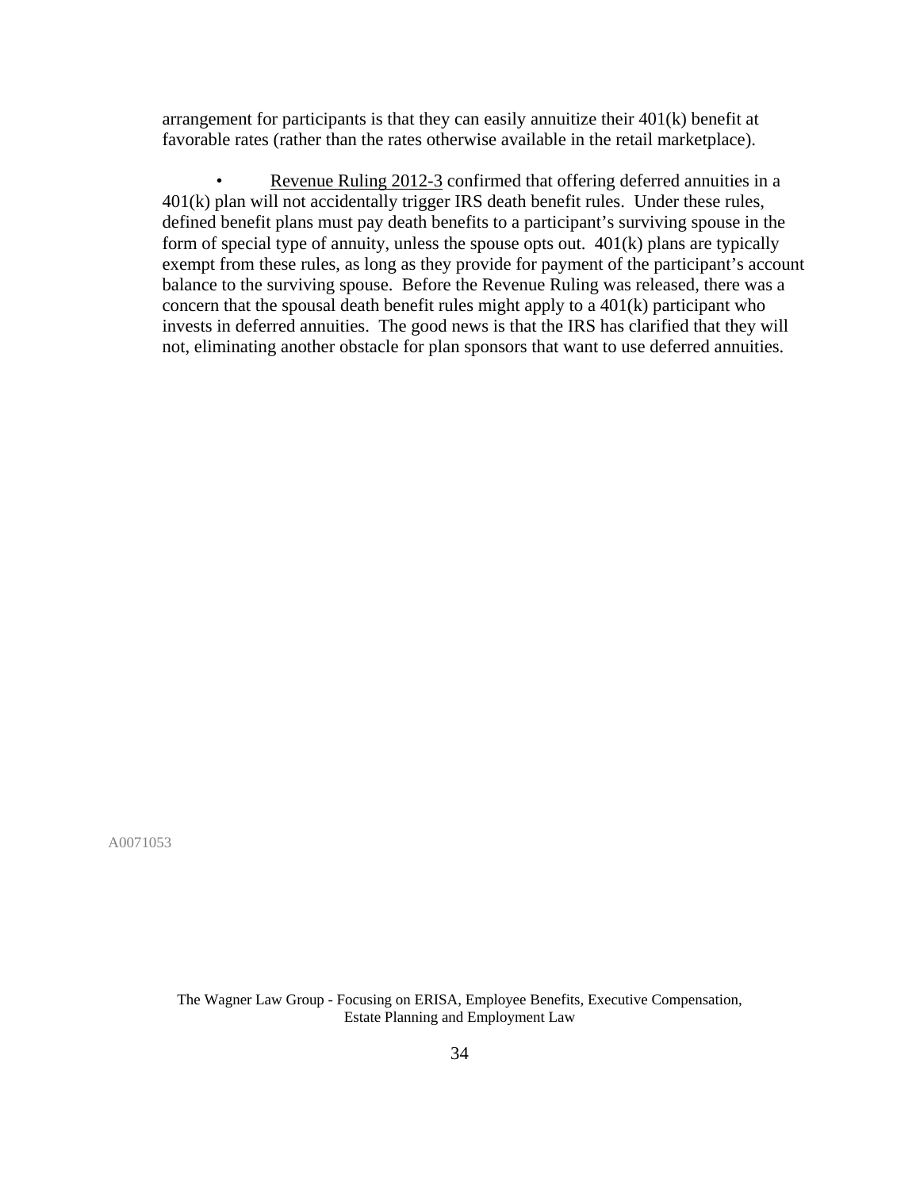arrangement for participants is that they can easily annuitize their 401(k) benefit at favorable rates (rather than the rates otherwise available in the retail marketplace).

- Revenue Ruling 2012-3 confirmed that offering deferred annuities in a 401(k) plan will not accidentally trigger IRS death benefit rules. Under these rules, defined benefit plans must pay death benefits to a participant's surviving spouse in the form of special type of annuity, unless the spouse opts out. 401(k) plans are typically exempt from these rules, as long as they provide for payment of the participant's account balance to the surviving spouse. Before the Revenue Ruling was released, there was a concern that the spousal death benefit rules might apply to a 401(k) participant who invests in deferred annuities. The good news is that the IRS has clarified that they will not, eliminating another obstacle for plan sponsors that want to use deferred annuities.

A0071053